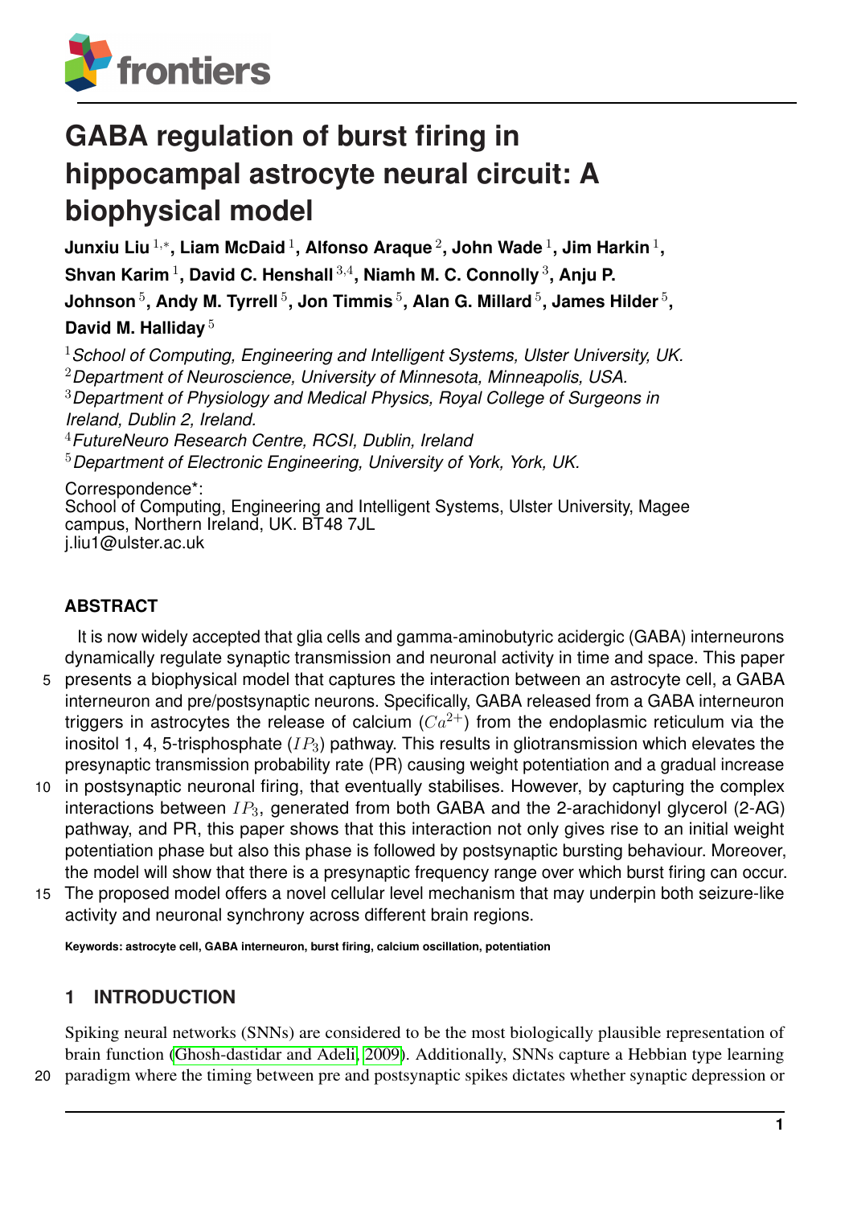# GABA regulation of burst firing in hippocampal astrocyte neural circuit: A biophysical model

**Junxiu Liu [1,*], Liam McDaid [1], Alfonso Araque [2], John Wade [1], Jim Harkin [1], Shvan Karim [1], David C. Henshall [3,4], Niamh M. C. Connolly [3], Anju P. Johnson [5], Andy M. Tyrrell [5], Jon Timmis [5], Alan G. Millard [5], James Hilder [5], David M. Halliday [5]**

[1] *School of Computing, Engineering and Intelligent Systems, Ulster University, UK.*
[2] *Department of Neuroscience, University of Minnesota, Minneapolis, USA.*
[3] *Department of Physiology and Medical Physics, Royal College of Surgeons in Ireland, Dublin 2, Ireland.*
[4] *FutureNeuro Research Centre, RCSI, Dublin, Ireland*
[5] *Department of Electronic Engineering, University of York, York, UK.*

Correspondence*:
School of Computing, Engineering and Intelligent Systems, Ulster University, Magee campus, Northern Ireland, UK. BT48 7JL
j.liu1@ulster.ac.uk

## ABSTRACT

It is now widely accepted that glia cells and gamma-aminobutyric acidergic (GABA) interneurons dynamically regulate synaptic transmission and neuronal activity in time and space. This paper presents a biophysical model that captures the interaction between an astrocyte cell, a GABA interneuron and pre/postsynaptic neurons. Specifically, GABA released from a GABA interneuron triggers in astrocytes the release of calcium ($Ca^{2+}$) from the endoplasmic reticulum via the inositol 1, 4, 5-trisphosphate ($IP_3$) pathway. This results in gliotransmission which elevates the presynaptic transmission probability rate (PR) causing weight potentiation and a gradual increase in postsynaptic neuronal firing, that eventually stabilises. However, by capturing the complex interactions between $IP_3$, generated from both GABA and the 2-arachidonyl glycerol (2-AG) pathway, and PR, this paper shows that this interaction not only gives rise to an initial weight potentiation phase but also this phase is followed by postsynaptic bursting behaviour. Moreover, the model will show that there is a presynaptic frequency range over which burst firing can occur. The proposed model offers a novel cellular level mechanism that may underpin both seizure-like activity and neuronal synchrony across different brain regions.

**Keywords: astrocyte cell, GABA interneuron, burst firing, calcium oscillation, potentiation**

## 1 INTRODUCTION

Spiking neural networks (SNNs) are considered to be the most biologically plausible representation of brain function (Ghosh-dastidar and Adeli, 2009). Additionally, SNNs capture a Hebbian type learning paradigm where the timing between pre and postsynaptic spikes dictates whether synaptic depression or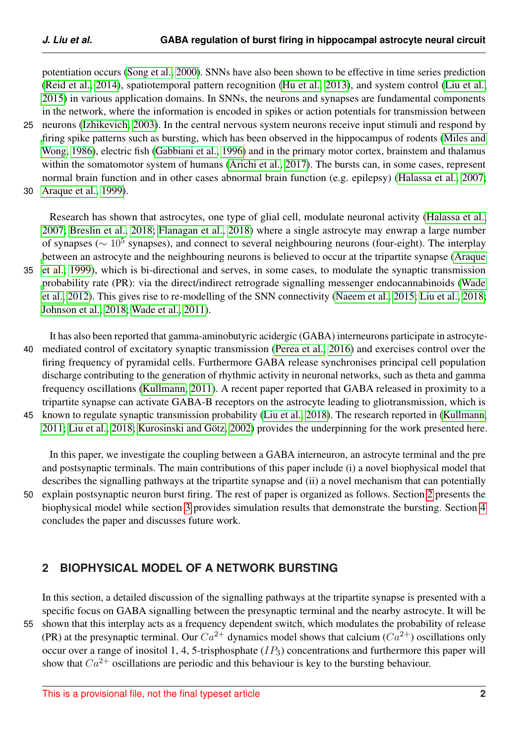potentiation occurs (Song et al., 2000). SNNs have also been shown to be effective in time series prediction (Reid et al., 2014), spatiotemporal pattern recognition (Hu et al., 2013), and system control (Liu et al., 2015) in various application domains. In SNNs, the neurons and synapses are fundamental components in the network, where the information is encoded in spikes or action potentials for transmission between neurons (Izhikevich, 2003). In the central nervous system neurons receive input stimuli and respond by firing spike patterns such as bursting, which has been observed in the hippocampus of rodents (Miles and Wong, 1986), electric fish (Gabbiani et al., 1996) and in the primary motor cortex, brainstem and thalamus within the somatomotor system of humans (Arichi et al., 2017). The bursts can, in some cases, represent normal brain function and in other cases abnormal brain function (e.g. epilepsy) (Halassa et al., 2007; Araque et al., 1999).

Research has shown that astrocytes, one type of glial cell, modulate neuronal activity (Halassa et al., 2007; Breslin et al., 2018; Flanagan et al., 2018) where a single astrocyte may enwrap a large number of synapses ($\sim 10^5$ synapses), and connect to several neighbouring neurons (four-eight). The interplay between an astrocyte and the neighbouring neurons is believed to occur at the tripartite synapse (Araque et al., 1999), which is bi-directional and serves, in some cases, to modulate the synaptic transmission probability rate (PR): via the direct/indirect retrograde signalling messenger endocannabinoids (Wade et al., 2012). This gives rise to re-modelling of the SNN connectivity (Naeem et al., 2015; Liu et al., 2018; Johnson et al., 2018; Wade et al., 2011).

It has also been reported that gamma-aminobutyric acidergic (GABA) interneurons participate in astrocyte-mediated control of excitatory synaptic transmission (Perea et al., 2016) and exercises control over the firing frequency of pyramidal cells. Furthermore GABA release synchronises principal cell population discharge contributing to the generation of rhythmic activity in neuronal networks, such as theta and gamma frequency oscillations (Kullmann, 2011). A recent paper reported that GABA released in proximity to a tripartite synapse can activate GABA-B receptors on the astrocyte leading to gliotransmission, which is known to regulate synaptic transmission probability (Liu et al., 2018). The research reported in (Kullmann, 2011; Liu et al., 2018; Kurosinski and Götz, 2002) provides the underpinning for the work presented here.

In this paper, we investigate the coupling between a GABA interneuron, an astrocyte terminal and the pre and postsynaptic terminals. The main contributions of this paper include (i) a novel biophysical model that describes the signalling pathways at the tripartite synapse and (ii) a novel mechanism that can potentially explain postsynaptic neuron burst firing. The rest of paper is organized as follows. Section 2 presents the biophysical model while section 3 provides simulation results that demonstrate the bursting. Section 4 concludes the paper and discusses future work.

## 2 BIOPHYSICAL MODEL OF A NETWORK BURSTING

In this section, a detailed discussion of the signalling pathways at the tripartite synapse is presented with a specific focus on GABA signalling between the presynaptic terminal and the nearby astrocyte. It will be shown that this interplay acts as a frequency dependent switch, which modulates the probability of release (PR) at the presynaptic terminal. Our $Ca^{2+}$ dynamics model shows that calcium ($Ca^{2+}$) oscillations only occur over a range of inositol 1, 4, 5-trisphosphate ($IP_3$) concentrations and furthermore this paper will show that $Ca^{2+}$ oscillations are periodic and this behaviour is key to the bursting behaviour.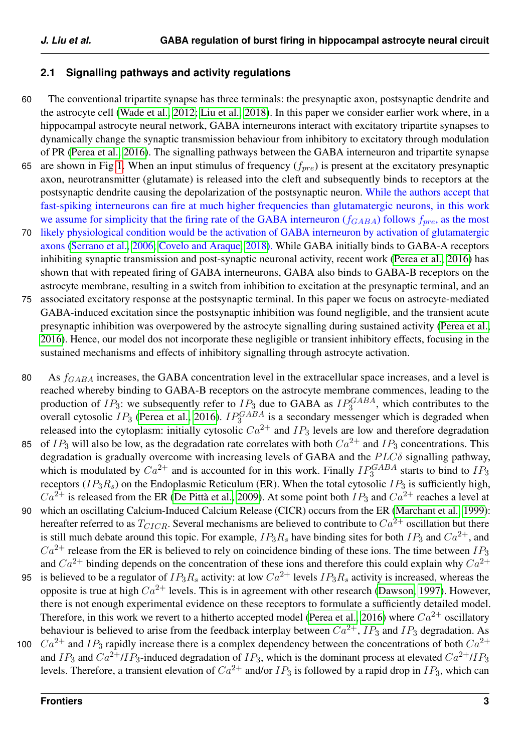### 2.1 Signalling pathways and activity regulations

The conventional tripartite synapse has three terminals: the presynaptic axon, postsynaptic dendrite and the astrocyte cell (Wade et al., 2012; Liu et al., 2018). In this paper we consider earlier work where, in a hippocampal astrocyte neural network, GABA interneurons interact with excitatory tripartite synapses to dynamically change the synaptic transmission behaviour from inhibitory to excitatory through modulation of PR (Perea et al., 2016). The signalling pathways between the GABA interneuron and tripartite synapse are shown in Fig 1. When an input stimulus of frequency ($f_{pre}$) is present at the excitatory presynaptic axon, neurotransmitter (glutamate) is released into the cleft and subsequently binds to receptors at the postsynaptic dendrite causing the depolarization of the postsynaptic neuron. While the authors accept that fast-spiking interneurons can fire at much higher frequencies than glutamatergic neurons, in this work we assume for simplicity that the firing rate of the GABA interneuron ($f_{GABA}$) follows $f_{pre}$, as the most likely physiological condition would be the activation of GABA interneuron by activation of glutamatergic axons (Serrano et al., 2006; Covelo and Araque, 2018). While GABA initially binds to GABA-A receptors inhibiting synaptic transmission and post-synaptic neuronal activity, recent work (Perea et al., 2016) has shown that with repeated firing of GABA interneurons, GABA also binds to GABA-B receptors on the astrocyte membrane, resulting in a switch from inhibition to excitation at the presynaptic terminal, and an associated excitatory response at the postsynaptic terminal. In this paper we focus on astrocyte-mediated GABA-induced excitation since the postsynaptic inhibition was found negligible, and the transient acute presynaptic inhibition was overpowered by the astrocyte signalling during sustained activity (Perea et al., 2016). Hence, our model dos not incorporate these negligible or transient inhibitory effects, focusing in the sustained mechanisms and effects of inhibitory signalling through astrocyte activation.

As $f_{GABA}$ increases, the GABA concentration level in the extracellular space increases, and a level is reached whereby binding to GABA-B receptors on the astrocyte membrane commences, leading to the production of $IP_3$: we subsequently refer to $IP_3$ due to GABA as $IP_3^{GABA}$, which contributes to the overall cytosolic $IP_3$ (Perea et al., 2016). $IP_3^{GABA}$ is a secondary messenger which is degraded when released into the cytoplasm: initially cytosolic $Ca^{2+}$ and $IP_3$ levels are low and therefore degradation of $IP_3$ will also be low, as the degradation rate correlates with both $Ca^{2+}$ and $IP_3$ concentrations. This degradation is gradually overcome with increasing levels of GABA and the $PLC\delta$ signalling pathway, which is modulated by $Ca^{2+}$ and is accounted for in this work. Finally $IP_3^{GABA}$ starts to bind to $IP_3$ receptors ($IP_3R_s$) on the Endoplasmic Reticulum (ER). When the total cytosolic $IP_3$ is sufficiently high, $Ca^{2+}$ is released from the ER (De Pittà et al., 2009). At some point both $IP_3$ and $Ca^{2+}$ reaches a level at which an oscillating Calcium-Induced Calcium Release (CICR) occurs from the ER (Marchant et al., 1999): hereafter referred to as $T_{CICR}$. Several mechanisms are believed to contribute to $Ca^{2+}$ oscillation but there is still much debate around this topic. For example, $IP_3R_s$ have binding sites for both $IP_3$ and $Ca^{2+}$, and $Ca^{2+}$ release from the ER is believed to rely on coincidence binding of these ions. The time between $IP_3$ and $Ca^{2+}$ binding depends on the concentration of these ions and therefore this could explain why $Ca^{2+}$ is believed to be a regulator of $IP_3R_s$ activity: at low $Ca^{2+}$ levels $IP_3R_s$ activity is increased, whereas the opposite is true at high $Ca^{2+}$ levels. This is in agreement with other research (Dawson, 1997). However, there is not enough experimental evidence on these receptors to formulate a sufficiently detailed model. Therefore, in this work we revert to a hitherto accepted model (Perea et al., 2016) where $Ca^{2+}$ oscillatory behaviour is believed to arise from the feedback interplay between $Ca^{2+}$, $IP_3$ and $IP_3$ degradation. As $Ca^{2+}$ and $IP_3$ rapidly increase there is a complex dependency between the concentrations of both $Ca^{2+}$ and $IP_3$ and $Ca^{2+}$/$IP_3$-induced degradation of $IP_3$, which is the dominant process at elevated $Ca^{2+}$/$IP_3$ levels. Therefore, a transient elevation of $Ca^{2+}$ and/or $IP_3$ is followed by a rapid drop in $IP_3$, which can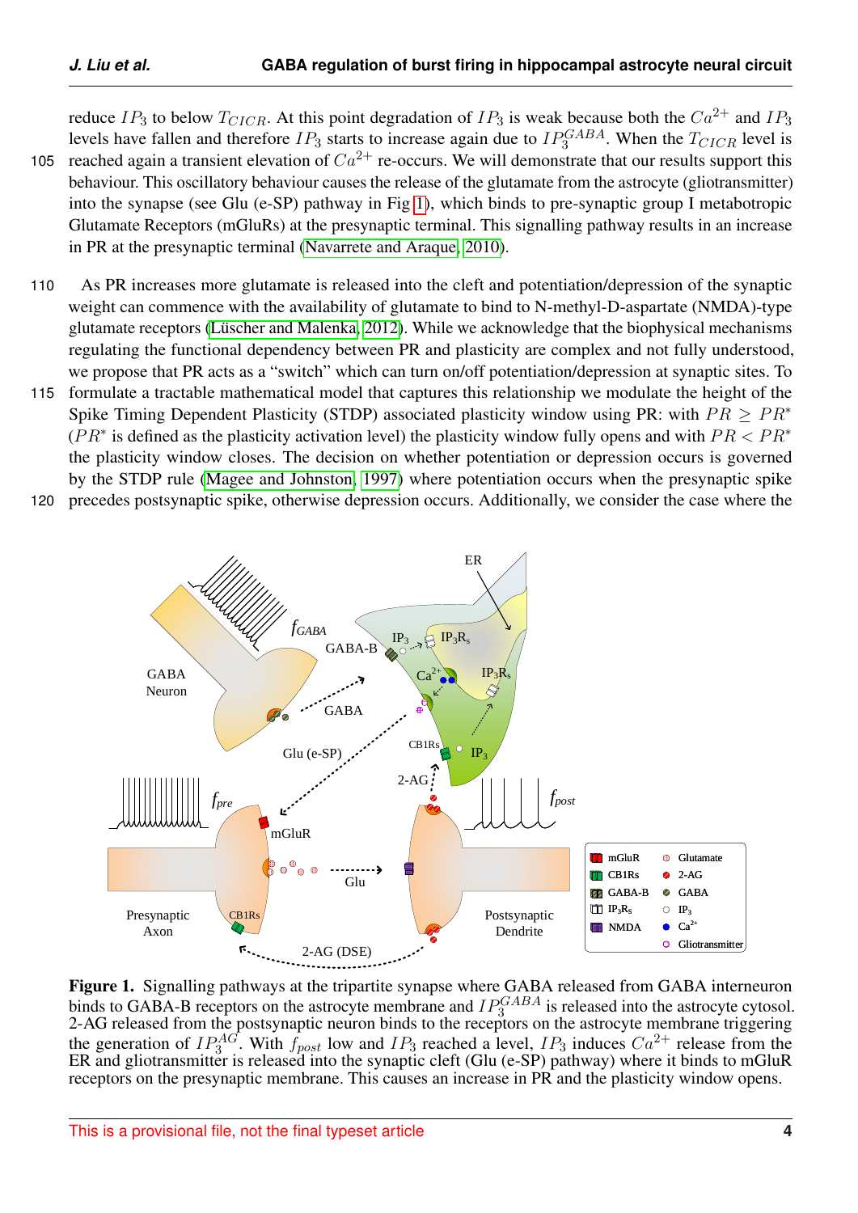reduce $IP_3$ to below $T_{CICR}$. At this point degradation of $IP_3$ is weak because both the $Ca^{2+}$ and $IP_3$ levels have fallen and therefore $IP_3$ starts to increase again due to $IP_3^{GABA}$. When the $T_{CICR}$ level is reached again a transient elevation of $Ca^{2+}$ re-occurs. We will demonstrate that our results support this behaviour. This oscillatory behaviour causes the release of the glutamate from the astrocyte (gliotransmitter) into the synapse (see Glu (e-SP) pathway in Fig 1), which binds to pre-synaptic group I metabotropic Glutamate Receptors (mGluRs) at the presynaptic terminal. This signalling pathway results in an increase in PR at the presynaptic terminal (Navarrete and Araque, 2010).

As PR increases more glutamate is released into the cleft and potentiation/depression of the synaptic weight can commence with the availability of glutamate to bind to N-methyl-D-aspartate (NMDA)-type glutamate receptors (Lüscher and Malenka, 2012). While we acknowledge that the biophysical mechanisms regulating the functional dependency between PR and plasticity are complex and not fully understood, we propose that PR acts as a "switch" which can turn on/off potentiation/depression at synaptic sites. To formulate a tractable mathematical model that captures this relationship we modulate the height of the Spike Timing Dependent Plasticity (STDP) associated plasticity window using PR: with $PR \geq PR^*$ ($PR^*$ is defined as the plasticity activation level) the plasticity window fully opens and with $PR < PR^*$ the plasticity window closes. The decision on whether potentiation or depression occurs is governed by the STDP rule (Magee and Johnston, 1997) where potentiation occurs when the presynaptic spike precedes postsynaptic spike, otherwise depression occurs. Additionally, we consider the case where the

**Figure 1.** Signalling pathways at the tripartite synapse where GABA released from GABA interneuron binds to GABA-B receptors on the astrocyte membrane and $IP_3^{GABA}$ is released into the astrocyte cytosol. 2-AG released from the postsynaptic neuron binds to the receptors on the astrocyte membrane triggering the generation of $IP_3^{AG}$. With $f_{post}$ low and $IP_3$ reached a level, $IP_3$ induces $Ca^{2+}$ release from the ER and gliotransmitter is released into the synaptic cleft (Glu (e-SP) pathway) where it binds to mGluR receptors on the presynaptic membrane. This causes an increase in PR and the plasticity window opens.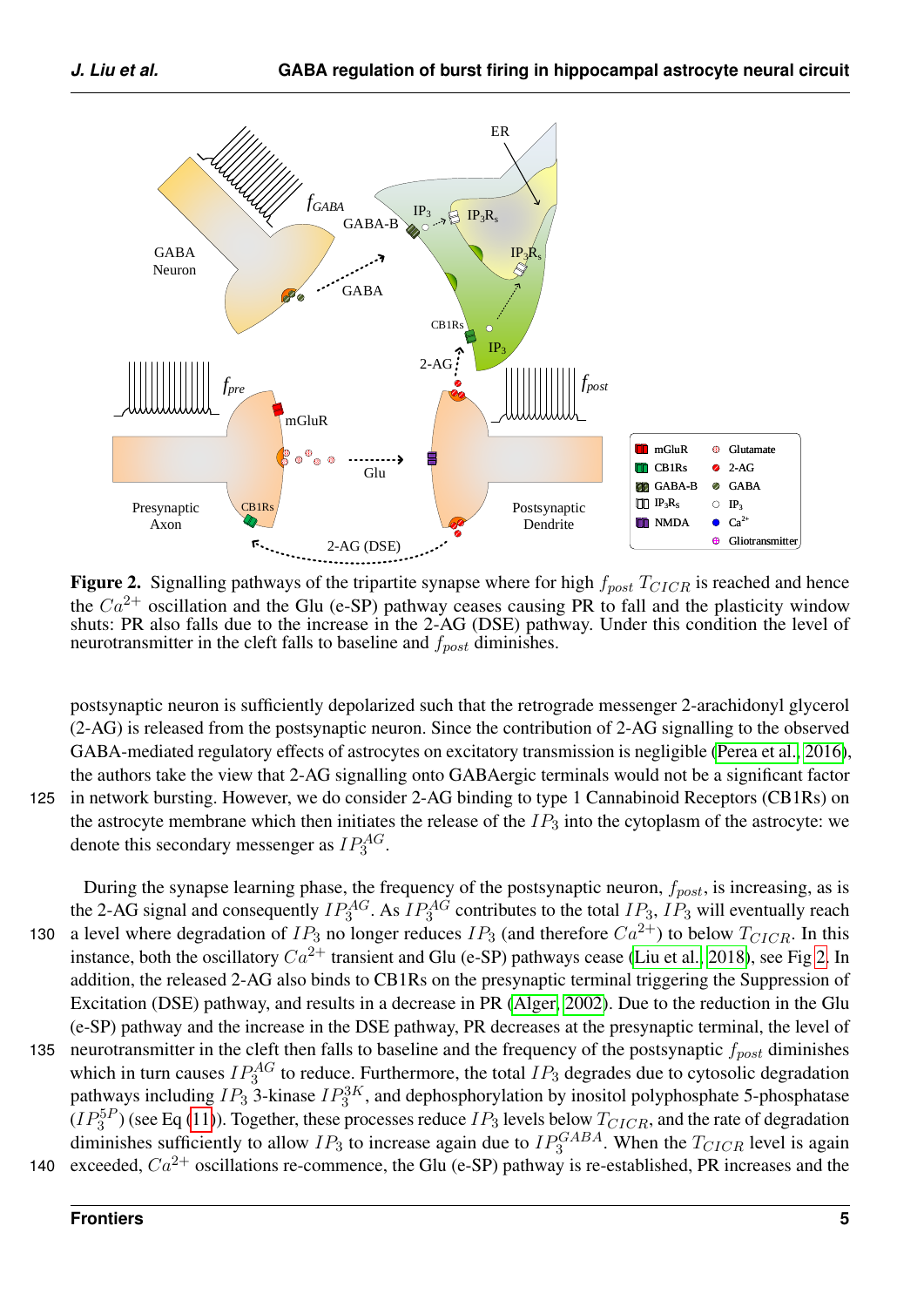**Figure 2.** Signalling pathways of the tripartite synapse where for high $f_{post}$ $T_{CICR}$ is reached and hence the $Ca^{2+}$ oscillation and the Glu (e-SP) pathway ceases causing PR to fall and the plasticity window shuts: PR also falls due to the increase in the 2-AG (DSE) pathway. Under this condition the level of neurotransmitter in the cleft falls to baseline and $f_{post}$ diminishes.

postsynaptic neuron is sufficiently depolarized such that the retrograde messenger 2-arachidonyl glycerol (2-AG) is released from the postsynaptic neuron. Since the contribution of 2-AG signalling to the observed GABA-mediated regulatory effects of astrocytes on excitatory transmission is negligible (Perea et al., 2016), the authors take the view that 2-AG signalling onto GABAergic terminals would not be a significant factor in network bursting. However, we do consider 2-AG binding to type 1 Cannabinoid Receptors (CB1Rs) on the astrocyte membrane which then initiates the release of the $IP_3$ into the cytoplasm of the astrocyte: we denote this secondary messenger as $IP_3^{AG}$.

During the synapse learning phase, the frequency of the postsynaptic neuron, $f_{post}$, is increasing, as is the 2-AG signal and consequently $IP_3^{AG}$. As $IP_3^{AG}$ contributes to the total $IP_3$, $IP_3$ will eventually reach a level where degradation of $IP_3$ no longer reduces $IP_3$ (and therefore $Ca^{2+}$) to below $T_{CICR}$. In this instance, both the oscillatory $Ca^{2+}$ transient and Glu (e-SP) pathways cease (Liu et al., 2018), see Fig 2. In addition, the released 2-AG also binds to CB1Rs on the presynaptic terminal triggering the Suppression of Excitation (DSE) pathway, and results in a decrease in PR (Alger, 2002). Due to the reduction in the Glu (e-SP) pathway and the increase in the DSE pathway, PR decreases at the presynaptic terminal, the level of neurotransmitter in the cleft then falls to baseline and the frequency of the postsynaptic $f_{post}$ diminishes which in turn causes $IP_3^{AG}$ to reduce. Furthermore, the total $IP_3$ degrades due to cytosolic degradation pathways including $IP_3$ 3-kinase $IP_3^{3K}$, and dephosphorylation by inositol polyphosphate 5-phosphatase ($IP_3^{5P}$) (see Eq (11)). Together, these processes reduce $IP_3$ levels below $T_{CICR}$, and the rate of degradation diminishes sufficiently to allow $IP_3$ to increase again due to $IP_3^{GABA}$. When the $T_{CICR}$ level is again exceeded, $Ca^{2+}$ oscillations re-commence, the Glu (e-SP) pathway is re-established, PR increases and the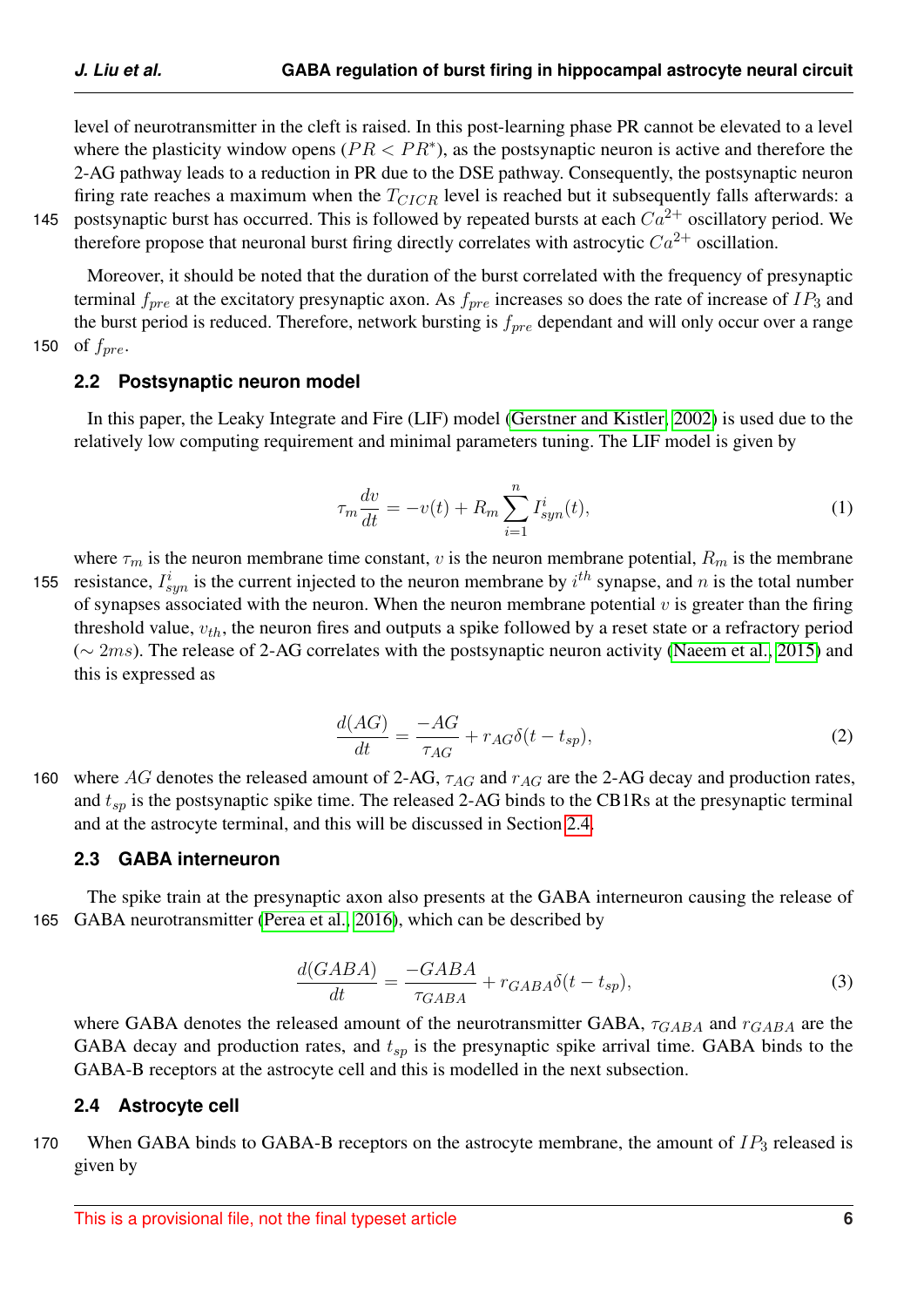level of neurotransmitter in the cleft is raised. In this post-learning phase PR cannot be elevated to a level where the plasticity window opens ($PR < PR^{*}$), as the postsynaptic neuron is active and therefore the 2-AG pathway leads to a reduction in PR due to the DSE pathway. Consequently, the postsynaptic neuron firing rate reaches a maximum when the $T_{CICR}$ level is reached but it subsequently falls afterwards: a postsynaptic burst has occurred. This is followed by repeated bursts at each $Ca^{2+}$ oscillatory period. We therefore propose that neuronal burst firing directly correlates with astrocytic $Ca^{2+}$ oscillation.

Moreover, it should be noted that the duration of the burst correlated with the frequency of presynaptic terminal $f_{pre}$ at the excitatory presynaptic axon. As $f_{pre}$ increases so does the rate of increase of $IP_3$ and the burst period is reduced. Therefore, network bursting is $f_{pre}$ dependant and will only occur over a range of $f_{pre}$.

### 2.2 Postsynaptic neuron model

In this paper, the Leaky Integrate and Fire (LIF) model (Gerstner and Kistler, 2002) is used due to the relatively low computing requirement and minimal parameters tuning. The LIF model is given by

$$\tau_m \frac{dv}{dt} = -v(t) + R_m \sum_{i=1}^{n} I_{syn}^{i}(t), \tag{1}$$

where $\tau_m$ is the neuron membrane time constant, $v$ is the neuron membrane potential, $R_m$ is the membrane resistance, $I_{syn}^{i}$ is the current injected to the neuron membrane by $i^{th}$ synapse, and $n$ is the total number of synapses associated with the neuron. When the neuron membrane potential $v$ is greater than the firing threshold value, $v_{th}$, the neuron fires and outputs a spike followed by a reset state or a refractory period ($\sim 2ms$). The release of 2-AG correlates with the postsynaptic neuron activity (Naeem et al., 2015) and this is expressed as

$$\frac{d(AG)}{dt} = \frac{-AG}{\tau_{AG}} + r_{AG}\delta(t - t_{sp}), \tag{2}$$

where $AG$ denotes the released amount of 2-AG, $\tau_{AG}$ and $r_{AG}$ are the 2-AG decay and production rates, and $t_{sp}$ is the postsynaptic spike time. The released 2-AG binds to the CB1Rs at the presynaptic terminal and at the astrocyte terminal, and this will be discussed in Section 2.4.

### 2.3 GABA interneuron

The spike train at the presynaptic axon also presents at the GABA interneuron causing the release of GABA neurotransmitter (Perea et al., 2016), which can be described by

$$\frac{d(GABA)}{dt} = \frac{-GABA}{\tau_{GABA}} + r_{GABA}\delta(t - t_{sp}), \tag{3}$$

where GABA denotes the released amount of the neurotransmitter GABA, $\tau_{GABA}$ and $r_{GABA}$ are the GABA decay and production rates, and $t_{sp}$ is the presynaptic spike arrival time. GABA binds to the GABA-B receptors at the astrocyte cell and this is modelled in the next subsection.

### 2.4 Astrocyte cell

When GABA binds to GABA-B receptors on the astrocyte membrane, the amount of $IP_3$ released is given by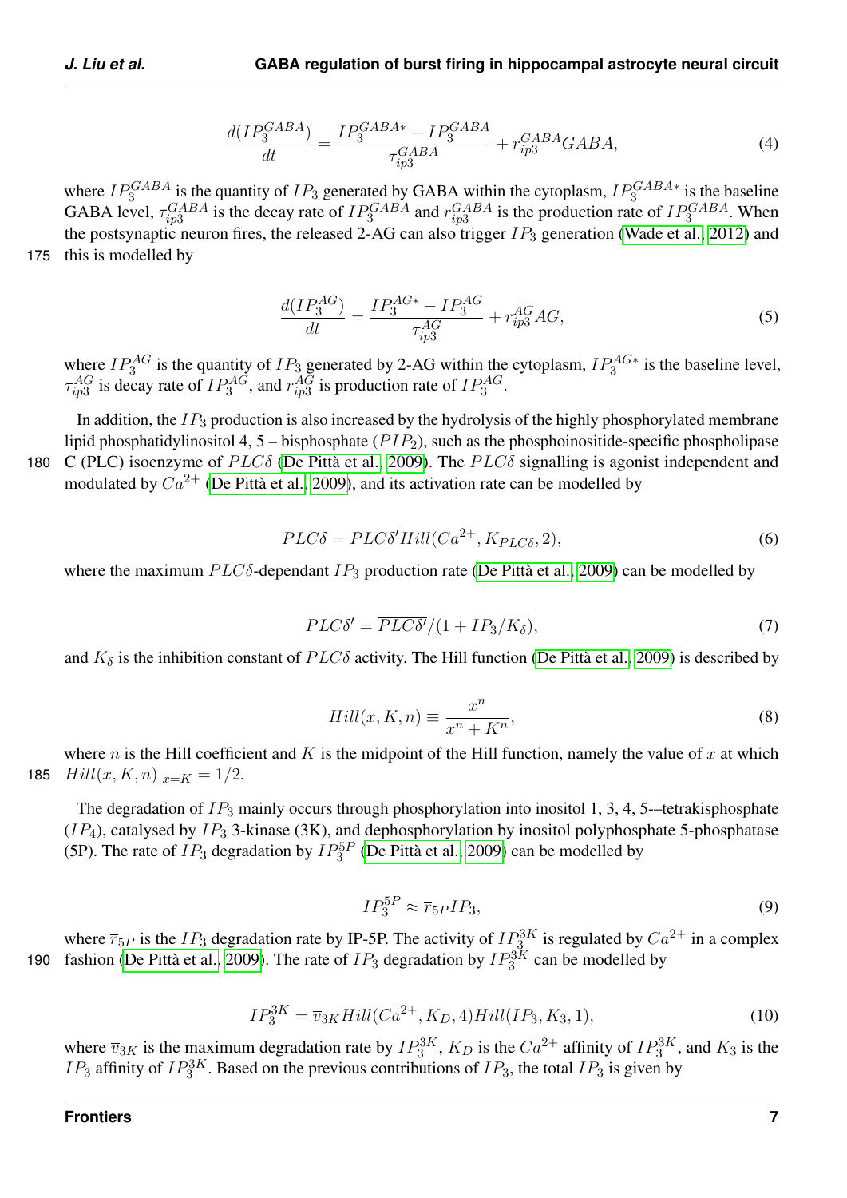$$\frac{d(IP_3^{GABA})}{dt} = \frac{IP_3^{GABA*} - IP_3^{GABA}}{\tau_{ip3}^{GABA}} + r_{ip3}^{GABA} GABA, \tag{4}$$

where $IP_3^{GABA}$ is the quantity of $IP_3$ generated by GABA within the cytoplasm, $IP_3^{GABA*}$ is the baseline GABA level, $\tau_{ip3}^{GABA}$ is the decay rate of $IP_3^{GABA}$ and $r_{ip3}^{GABA}$ is the production rate of $IP_3^{GABA}$. When the postsynaptic neuron fires, the released 2-AG can also trigger $IP_3$ generation (Wade et al., 2012) and this is modelled by

$$\frac{d(IP_3^{AG})}{dt} = \frac{IP_3^{AG*} - IP_3^{AG}}{\tau_{ip3}^{AG}} + r_{ip3}^{AG} AG, \tag{5}$$

where $IP_3^{AG}$ is the quantity of $IP_3$ generated by 2-AG within the cytoplasm, $IP_3^{AG*}$ is the baseline level, $\tau_{ip3}^{AG}$ is decay rate of $IP_3^{AG}$, and $r_{ip3}^{AG}$ is production rate of $IP_3^{AG}$.

In addition, the $IP_3$ production is also increased by the hydrolysis of the highly phosphorylated membrane lipid phosphatidylinositol 4, 5 – bisphosphate ($PIP_2$), such as the phosphoinositide-specific phospholipase C (PLC) isoenzyme of $PLC\delta$ (De Pittà et al., 2009). The $PLC\delta$ signalling is agonist independent and modulated by $Ca^{2+}$ (De Pittà et al., 2009), and its activation rate can be modelled by

$$PLC\delta = PLC\delta' Hill(Ca^{2+}, K_{PLC\delta}, 2), \tag{6}$$

where the maximum $PLC\delta$-dependant $IP_3$ production rate (De Pittà et al., 2009) can be modelled by

$$PLC\delta' = \overline{PLC\delta'}/(1 + IP_3/K_\delta), \tag{7}$$

and $K_\delta$ is the inhibition constant of $PLC\delta$ activity. The Hill function (De Pittà et al., 2009) is described by

$$Hill(x, K, n) \equiv \frac{x^n}{x^n + K^n}, \tag{8}$$

where $n$ is the Hill coefficient and $K$ is the midpoint of the Hill function, namely the value of $x$ at which $Hill(x, K, n)|_{x=K} = 1/2$.

The degradation of $IP_3$ mainly occurs through phosphorylation into inositol 1, 3, 4, 5-–tetrakisphosphate ($IP_4$), catalysed by $IP_3$ 3-kinase (3K), and dephosphorylation by inositol polyphosphate 5-phosphatase (5P). The rate of $IP_3$ degradation by $IP_3^{5P}$ (De Pittà et al., 2009) can be modelled by

$$IP_3^{5P} \approx \overline{r}_{5P} IP_3, \tag{9}$$

where $\overline{r}_{5P}$ is the $IP_3$ degradation rate by IP-5P. The activity of $IP_3^{3K}$ is regulated by $Ca^{2+}$ in a complex fashion (De Pittà et al., 2009). The rate of $IP_3$ degradation by $IP_3^{3K}$ can be modelled by

$$IP_3^{3K} = \overline{v}_{3K} Hill(Ca^{2+}, K_D, 4) Hill(IP_3, K_3, 1), \tag{10}$$

where $\overline{v}_{3K}$ is the maximum degradation rate by $IP_3^{3K}$, $K_D$ is the $Ca^{2+}$ affinity of $IP_3^{3K}$, and $K_3$ is the $IP_3$ affinity of $IP_3^{3K}$. Based on the previous contributions of $IP_3$, the total $IP_3$ is given by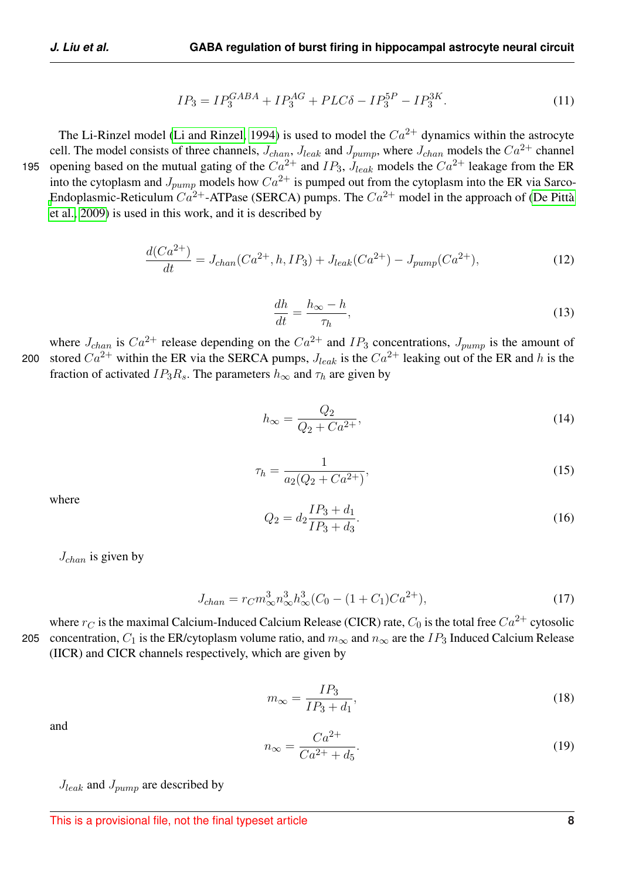$$IP_3 = IP_3^{GABA} + IP_3^{AG} + PLC\delta - IP_3^{5P} - IP_3^{3K}. \tag{11}$$

The Li-Rinzel model (Li and Rinzel, 1994) is used to model the $Ca^{2+}$ dynamics within the astrocyte cell. The model consists of three channels, $J_{chan}$, $J_{leak}$ and $J_{pump}$, where $J_{chan}$ models the $Ca^{2+}$ channel opening based on the mutual gating of the $Ca^{2+}$ and $IP_3$, $J_{leak}$ models the $Ca^{2+}$ leakage from the ER into the cytoplasm and $J_{pump}$ models how $Ca^{2+}$ is pumped out from the cytoplasm into the ER via Sarco-Endoplasmic-Reticulum $Ca^{2+}$-ATPase (SERCA) pumps. The $Ca^{2+}$ model in the approach of (De Pittà et al., 2009) is used in this work, and it is described by

$$\frac{d(Ca^{2+})}{dt} = J_{chan}(Ca^{2+}, h, IP_3) + J_{leak}(Ca^{2+}) - J_{pump}(Ca^{2+}), \tag{12}$$

$$\frac{dh}{dt} = \frac{h_\infty - h}{\tau_h}, \tag{13}$$

where $J_{chan}$ is $Ca^{2+}$ release depending on the $Ca^{2+}$ and $IP_3$ concentrations, $J_{pump}$ is the amount of stored $Ca^{2+}$ within the ER via the SERCA pumps, $J_{leak}$ is the $Ca^{2+}$ leaking out of the ER and $h$ is the fraction of activated $IP_3R_s$. The parameters $h_\infty$ and $\tau_h$ are given by

$$h_\infty = \frac{Q_2}{Q_2 + Ca^{2+}}, \tag{14}$$

$$\tau_h = \frac{1}{a_2(Q_2 + Ca^{2+})}, \tag{15}$$

where

$$Q_2 = d_2 \frac{IP_3 + d_1}{IP_3 + d_3}. \tag{16}$$

$J_{chan}$ is given by

$$J_{chan} = r_C m_\infty^3 n_\infty^3 h_\infty^3 (C_0 - (1 + C_1) Ca^{2+}), \tag{17}$$

where $r_C$ is the maximal Calcium-Induced Calcium Release (CICR) rate, $C_0$ is the total free $Ca^{2+}$ cytosolic concentration, $C_1$ is the ER/cytoplasm volume ratio, and $m_\infty$ and $n_\infty$ are the $IP_3$ Induced Calcium Release (IICR) and CICR channels respectively, which are given by

$$m_\infty = \frac{IP_3}{IP_3 + d_1}, \tag{18}$$

and

$$n_\infty = \frac{Ca^{2+}}{Ca^{2+} + d_5}. \tag{19}$$

$J_{leak}$ and $J_{pump}$ are described by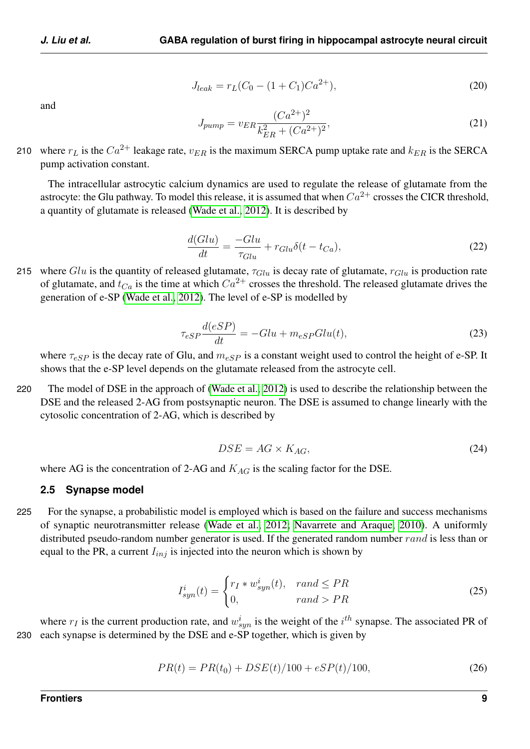$$J_{leak} = r_L(C_0 - (1 + C_1)Ca^{2+}), \tag{20}$$

and

$$J_{pump} = v_{ER}\frac{(Ca^{2+})^2}{k_{ER}^2 + (Ca^{2+})^2}, \tag{21}$$

where $r_L$ is the $Ca^{2+}$ leakage rate, $v_{ER}$ is the maximum SERCA pump uptake rate and $k_{ER}$ is the SERCA pump activation constant.

The intracellular astrocytic calcium dynamics are used to regulate the release of glutamate from the astrocyte: the Glu pathway. To model this release, it is assumed that when $Ca^{2+}$ crosses the CICR threshold, a quantity of glutamate is released (Wade et al., 2012). It is described by

$$\frac{d(Glu)}{dt} = \frac{-Glu}{\tau_{Glu}} + r_{Glu}\delta(t - t_{Ca}), \tag{22}$$

where $Glu$ is the quantity of released glutamate, $\tau_{Glu}$ is decay rate of glutamate, $r_{Glu}$ is production rate of glutamate, and $t_{Ca}$ is the time at which $Ca^{2+}$ crosses the threshold. The released glutamate drives the generation of e-SP (Wade et al., 2012). The level of e-SP is modelled by

$$\tau_{eSP}\frac{d(eSP)}{dt} = -Glu + m_{eSP}Glu(t), \tag{23}$$

where $\tau_{eSP}$ is the decay rate of Glu, and $m_{eSP}$ is a constant weight used to control the height of e-SP. It shows that the e-SP level depends on the glutamate released from the astrocyte cell.

The model of DSE in the approach of (Wade et al., 2012) is used to describe the relationship between the DSE and the released 2-AG from postsynaptic neuron. The DSE is assumed to change linearly with the cytosolic concentration of 2-AG, which is described by

$$DSE = AG \times K_{AG}, \tag{24}$$

where AG is the concentration of 2-AG and $K_{AG}$ is the scaling factor for the DSE.

### 2.5 Synapse model

For the synapse, a probabilistic model is employed which is based on the failure and success mechanisms of synaptic neurotransmitter release (Wade et al., 2012; Navarrete and Araque, 2010). A uniformly distributed pseudo-random number generator is used. If the generated random number $rand$ is less than or equal to the PR, a current $I_{inj}$ is injected into the neuron which is shown by

$$I_{syn}^i(t) = \begin{cases} r_I * w_{syn}^i(t), & rand \leq PR \\ 0, & rand > PR \end{cases} \tag{25}$$

where $r_I$ is the current production rate, and $w_{syn}^i$ is the weight of the $i^{th}$ synapse. The associated PR of each synapse is determined by the DSE and e-SP together, which is given by

$$PR(t) = PR(t_0) + DSE(t)/100 + eSP(t)/100, \tag{26}$$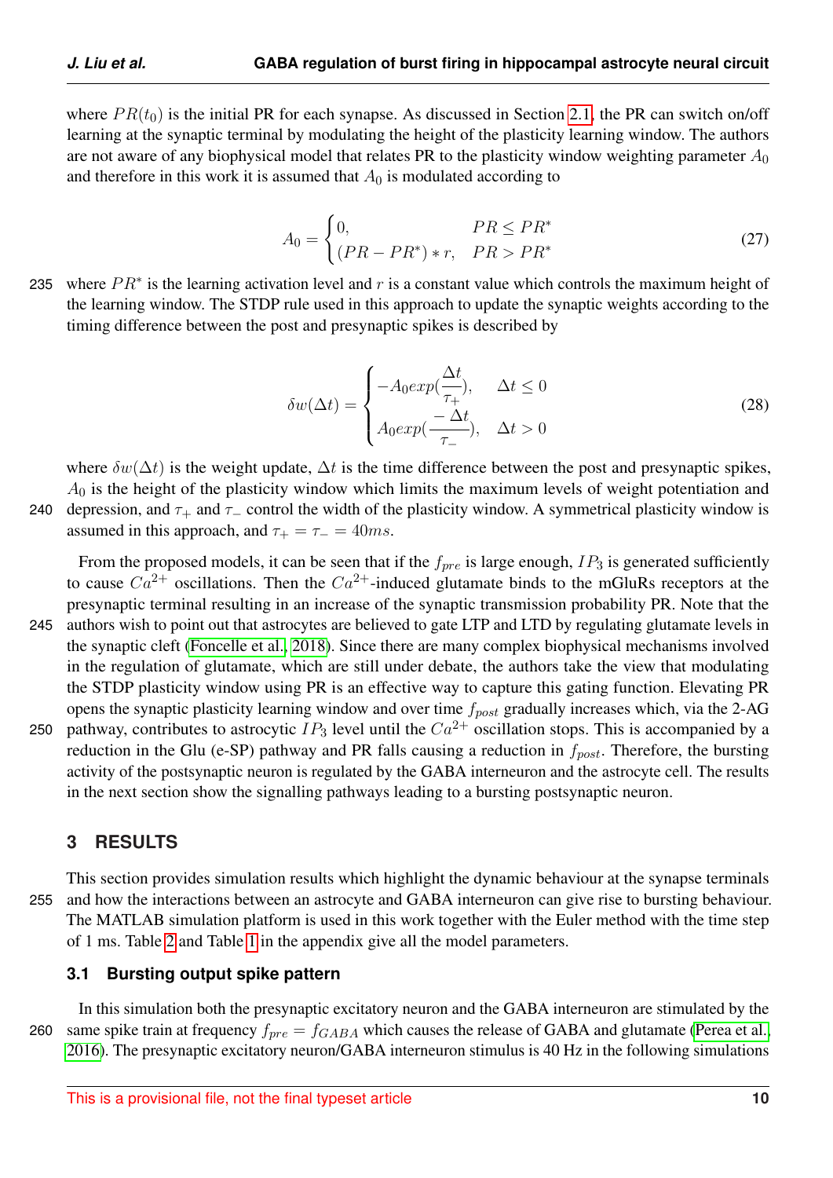where $PR(t_0)$ is the initial PR for each synapse. As discussed in Section 2.1, the PR can switch on/off learning at the synaptic terminal by modulating the height of the plasticity learning window. The authors are not aware of any biophysical model that relates PR to the plasticity window weighting parameter $A_0$ and therefore in this work it is assumed that $A_0$ is modulated according to

$$A_0 = \begin{cases} 0, & PR \leq PR^* \\ (PR - PR^*) * r, & PR > PR^* \end{cases} \tag{27}$$

where $PR^*$ is the learning activation level and $r$ is a constant value which controls the maximum height of the learning window. The STDP rule used in this approach to update the synaptic weights according to the timing difference between the post and presynaptic spikes is described by

$$\delta w(\Delta t) = \begin{cases} -A_0 exp(\dfrac{\Delta t}{\tau_+}), & \Delta t \leq 0 \\ A_0 exp(\dfrac{-\Delta t}{\tau_-}), & \Delta t > 0 \end{cases} \tag{28}$$

where $\delta w(\Delta t)$ is the weight update, $\Delta t$ is the time difference between the post and presynaptic spikes, $A_0$ is the height of the plasticity window which limits the maximum levels of weight potentiation and depression, and $\tau_+$ and $\tau_-$ control the width of the plasticity window. A symmetrical plasticity window is assumed in this approach, and $\tau_+ = \tau_- = 40ms$.

From the proposed models, it can be seen that if the $f_{pre}$ is large enough, $IP_3$ is generated sufficiently to cause $Ca^{2+}$ oscillations. Then the $Ca^{2+}$-induced glutamate binds to the mGluRs receptors at the presynaptic terminal resulting in an increase of the synaptic transmission probability PR. Note that the authors wish to point out that astrocytes are believed to gate LTP and LTD by regulating glutamate levels in the synaptic cleft (Foncelle et al., 2018). Since there are many complex biophysical mechanisms involved in the regulation of glutamate, which are still under debate, the authors take the view that modulating the STDP plasticity window using PR is an effective way to capture this gating function. Elevating PR opens the synaptic plasticity learning window and over time $f_{post}$ gradually increases which, via the 2-AG pathway, contributes to astrocytic $IP_3$ level until the $Ca^{2+}$ oscillation stops. This is accompanied by a reduction in the Glu (e-SP) pathway and PR falls causing a reduction in $f_{post}$. Therefore, the bursting activity of the postsynaptic neuron is regulated by the GABA interneuron and the astrocyte cell. The results in the next section show the signalling pathways leading to a bursting postsynaptic neuron.

## 3 RESULTS

This section provides simulation results which highlight the dynamic behaviour at the synapse terminals and how the interactions between an astrocyte and GABA interneuron can give rise to bursting behaviour. The MATLAB simulation platform is used in this work together with the Euler method with the time step of 1 ms. Table 2 and Table 1 in the appendix give all the model parameters.

### 3.1 Bursting output spike pattern

In this simulation both the presynaptic excitatory neuron and the GABA interneuron are stimulated by the same spike train at frequency $f_{pre} = f_{GABA}$ which causes the release of GABA and glutamate (Perea et al., 2016). The presynaptic excitatory neuron/GABA interneuron stimulus is 40 Hz in the following simulations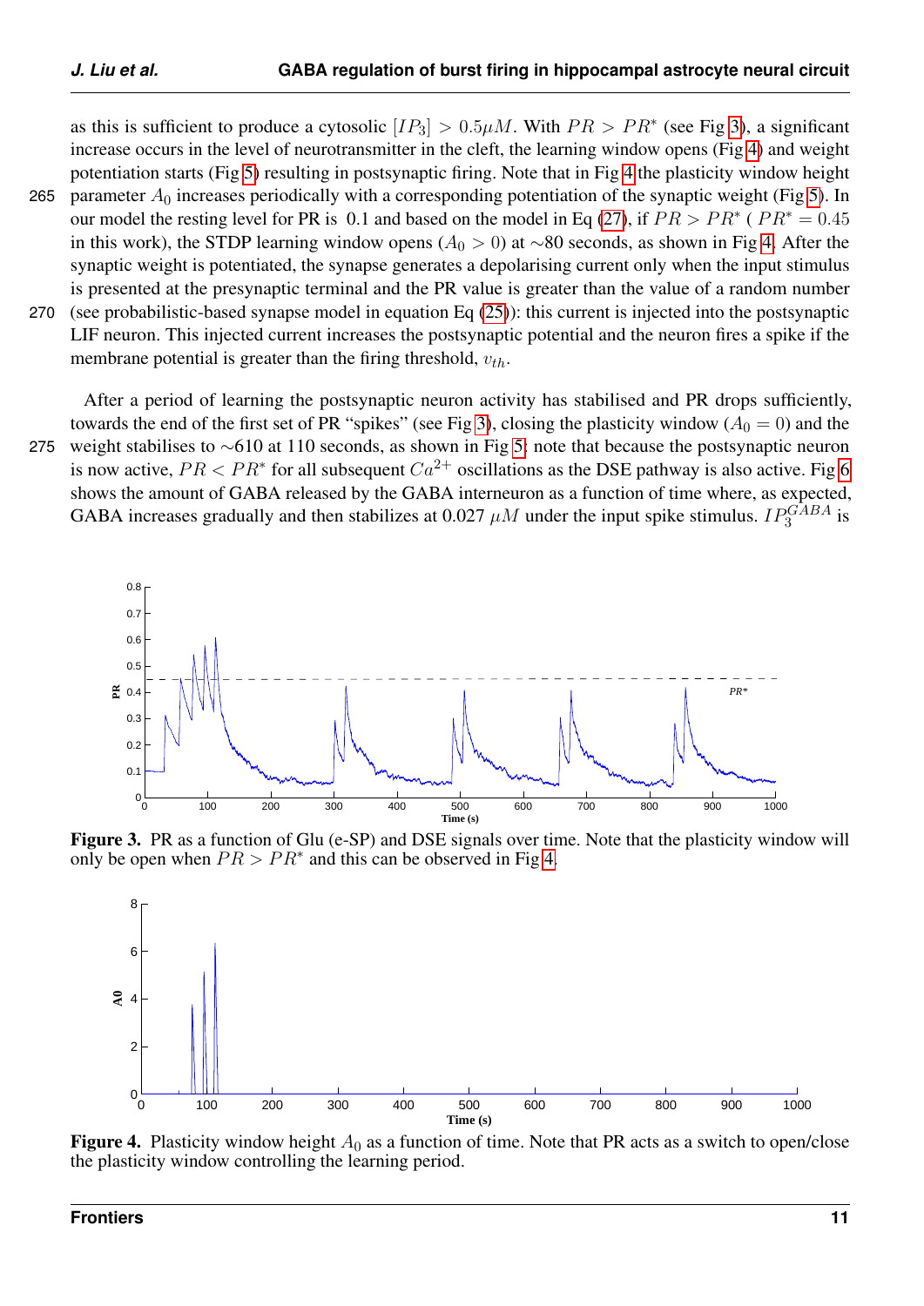as this is sufficient to produce a cytosolic $[IP_3] > 0.5\mu M$. With $PR > PR^*$ (see Fig 3), a significant increase occurs in the level of neurotransmitter in the cleft, the learning window opens (Fig 4) and weight potentiation starts (Fig 5) resulting in postsynaptic firing. Note that in Fig 4 the plasticity window height parameter $A_0$ increases periodically with a corresponding potentiation of the synaptic weight (Fig 5). In our model the resting level for PR is 0.1 and based on the model in Eq (27), if $PR > PR^*$ ( $PR^* = 0.45$ in this work), the STDP learning window opens ($A_0 > 0$) at ∼80 seconds, as shown in Fig 4. After the synaptic weight is potentiated, the synapse generates a depolarising current only when the input stimulus is presented at the presynaptic terminal and the PR value is greater than the value of a random number (see probabilistic-based synapse model in equation Eq (25)): this current is injected into the postsynaptic LIF neuron. This injected current increases the postsynaptic potential and the neuron fires a spike if the membrane potential is greater than the firing threshold, $v_{th}$.

After a period of learning the postsynaptic neuron activity has stabilised and PR drops sufficiently, towards the end of the first set of PR "spikes" (see Fig 3), closing the plasticity window ($A_0 = 0$) and the weight stabilises to ∼610 at 110 seconds, as shown in Fig 5: note that because the postsynaptic neuron is now active, $PR < PR^*$ for all subsequent $Ca^{2+}$ oscillations as the DSE pathway is also active. Fig 6 shows the amount of GABA released by the GABA interneuron as a function of time where, as expected, GABA increases gradually and then stabilizes at 0.027 $\mu M$ under the input spike stimulus. $IP_3^{GABA}$ is

**Figure 3.** PR as a function of Glu (e-SP) and DSE signals over time. Note that the plasticity window will only be open when $PR > PR^*$ and this can be observed in Fig 4.

**Figure 4.** Plasticity window height $A_0$ as a function of time. Note that PR acts as a switch to open/close the plasticity window controlling the learning period.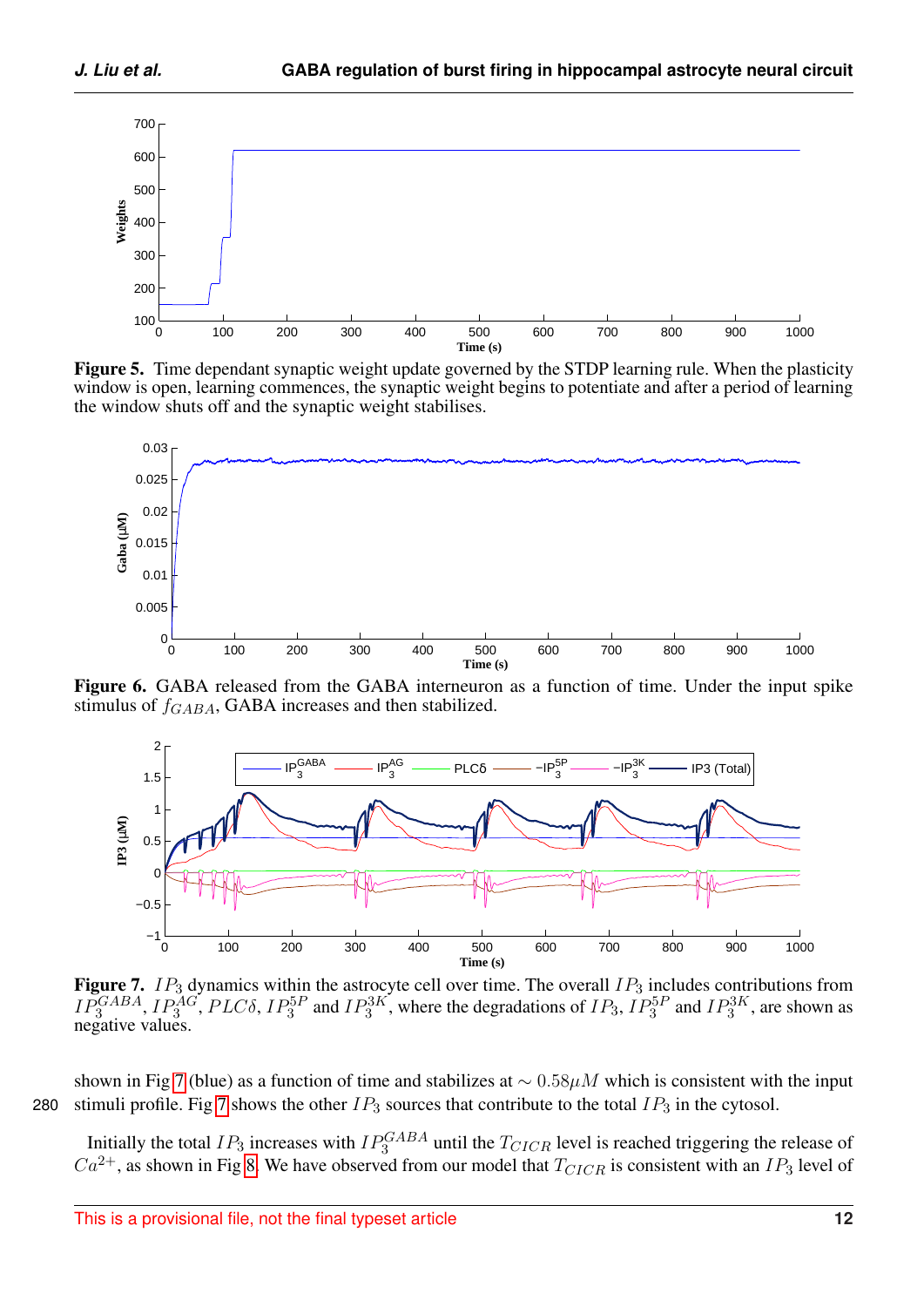**Figure 5.** Time dependant synaptic weight update governed by the STDP learning rule. When the plasticity window is open, learning commences, the synaptic weight begins to potentiate and after a period of learning the window shuts off and the synaptic weight stabilises.

**Figure 6.** GABA released from the GABA interneuron as a function of time. Under the input spike stimulus of $f_{GABA}$, GABA increases and then stabilized.

**Figure 7.** $IP_3$ dynamics within the astrocyte cell over time. The overall $IP_3$ includes contributions from $IP_3^{GABA}$, $IP_3^{AG}$, $PLC\delta$, $IP_3^{5P}$ and $IP_3^{3K}$, where the degradations of $IP_3$, $IP_3^{5P}$ and $IP_3^{3K}$, are shown as negative values.

shown in Fig 7 (blue) as a function of time and stabilizes at $\sim 0.58\mu M$ which is consistent with the input stimuli profile. Fig 7 shows the other $IP_3$ sources that contribute to the total $IP_3$ in the cytosol.

Initially the total $IP_3$ increases with $IP_3^{GABA}$ until the $T_{CICR}$ level is reached triggering the release of $Ca^{2+}$, as shown in Fig 8. We have observed from our model that $T_{CICR}$ is consistent with an $IP_3$ level of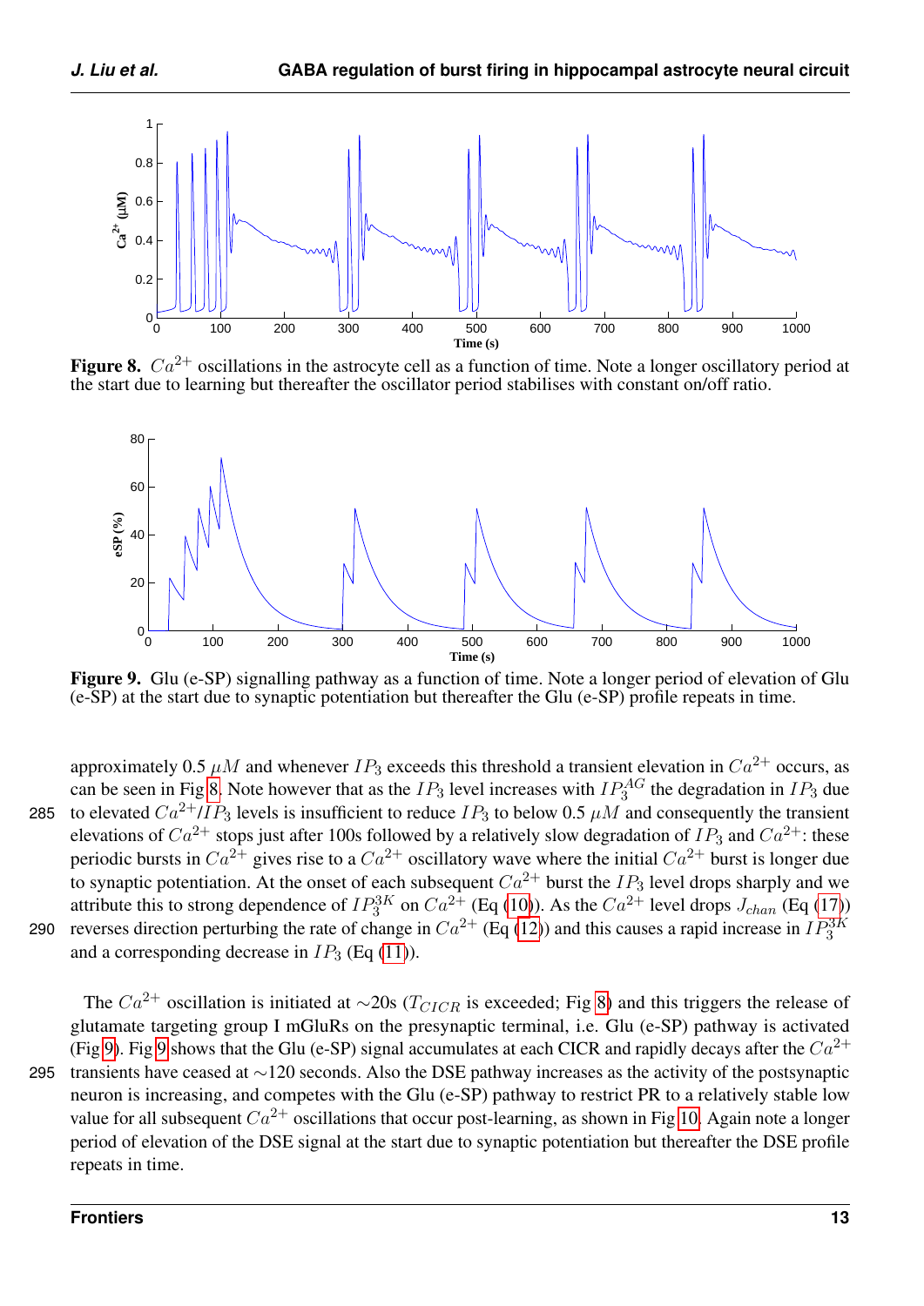**Figure 8.** $Ca^{2+}$ oscillations in the astrocyte cell as a function of time. Note a longer oscillatory period at the start due to learning but thereafter the oscillator period stabilises with constant on/off ratio.

**Figure 9.** Glu (e-SP) signalling pathway as a function of time. Note a longer period of elevation of Glu (e-SP) at the start due to synaptic potentiation but thereafter the Glu (e-SP) profile repeats in time.

approximately 0.5 $\mu M$ and whenever $IP_3$ exceeds this threshold a transient elevation in $Ca^{2+}$ occurs, as can be seen in Fig 8. Note however that as the $IP_3$ level increases with $IP_3^{AG}$ the degradation in $IP_3$ due to elevated $Ca^{2+}$/$IP_3$ levels is insufficient to reduce $IP_3$ to below 0.5 $\mu M$ and consequently the transient elevations of $Ca^{2+}$ stops just after 100s followed by a relatively slow degradation of $IP_3$ and $Ca^{2+}$: these periodic bursts in $Ca^{2+}$ gives rise to a $Ca^{2+}$ oscillatory wave where the initial $Ca^{2+}$ burst is longer due to synaptic potentiation. At the onset of each subsequent $Ca^{2+}$ burst the $IP_3$ level drops sharply and we attribute this to strong dependence of $IP_3^{3K}$ on $Ca^{2+}$ (Eq (10)). As the $Ca^{2+}$ level drops $J_{chan}$ (Eq (17)) reverses direction perturbing the rate of change in $Ca^{2+}$ (Eq (12)) and this causes a rapid increase in $IP_3^{3K}$ and a corresponding decrease in $IP_3$ (Eq (11)).

The $Ca^{2+}$ oscillation is initiated at ∼20s ($T_{CICR}$ is exceeded; Fig 8) and this triggers the release of glutamate targeting group I mGluRs on the presynaptic terminal, i.e. Glu (e-SP) pathway is activated (Fig 9). Fig 9 shows that the Glu (e-SP) signal accumulates at each CICR and rapidly decays after the $Ca^{2+}$ transients have ceased at ∼120 seconds. Also the DSE pathway increases as the activity of the postsynaptic neuron is increasing, and competes with the Glu (e-SP) pathway to restrict PR to a relatively stable low value for all subsequent $Ca^{2+}$ oscillations that occur post-learning, as shown in Fig 10. Again note a longer period of elevation of the DSE signal at the start due to synaptic potentiation but thereafter the DSE profile repeats in time.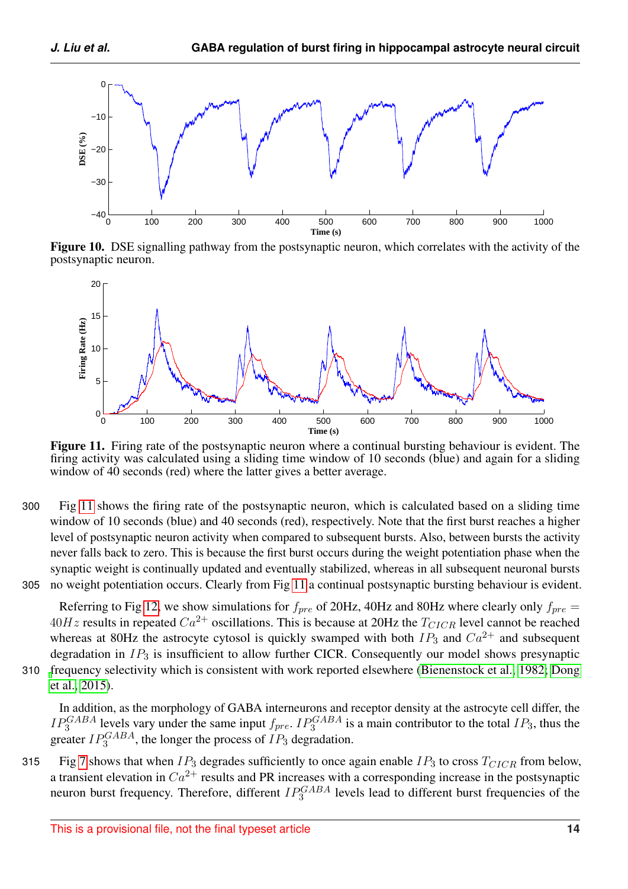**Figure 10.** DSE signalling pathway from the postsynaptic neuron, which correlates with the activity of the postsynaptic neuron.

**Figure 11.** Firing rate of the postsynaptic neuron where a continual bursting behaviour is evident. The firing activity was calculated using a sliding time window of 10 seconds (blue) and again for a sliding window of 40 seconds (red) where the latter gives a better average.

Fig 11 shows the firing rate of the postsynaptic neuron, which is calculated based on a sliding time window of 10 seconds (blue) and 40 seconds (red), respectively. Note that the first burst reaches a higher level of postsynaptic neuron activity when compared to subsequent bursts. Also, between bursts the activity never falls back to zero. This is because the first burst occurs during the weight potentiation phase when the synaptic weight is continually updated and eventually stabilized, whereas in all subsequent neuronal bursts no weight potentiation occurs. Clearly from Fig 11 a continual postsynaptic bursting behaviour is evident.

Referring to Fig 12, we show simulations for $f_{pre}$ of 20Hz, 40Hz and 80Hz where clearly only $f_{pre} = 40Hz$ results in repeated $Ca^{2+}$ oscillations. This is because at 20Hz the $T_{CICR}$ level cannot be reached whereas at 80Hz the astrocyte cytosol is quickly swamped with both $IP_3$ and $Ca^{2+}$ and subsequent degradation in $IP_3$ is insufficient to allow further CICR. Consequently our model shows presynaptic frequency selectivity which is consistent with work reported elsewhere (Bienenstock et al., 1982; Dong et al., 2015).

In addition, as the morphology of GABA interneurons and receptor density at the astrocyte cell differ, the $IP_3^{GABA}$ levels vary under the same input $f_{pre}$. $IP_3^{GABA}$ is a main contributor to the total $IP_3$, thus the greater $IP_3^{GABA}$, the longer the process of $IP_3$ degradation.

Fig 7 shows that when $IP_3$ degrades sufficiently to once again enable $IP_3$ to cross $T_{CICR}$ from below, a transient elevation in $Ca^{2+}$ results and PR increases with a corresponding increase in the postsynaptic neuron burst frequency. Therefore, different $IP_3^{GABA}$ levels lead to different burst frequencies of the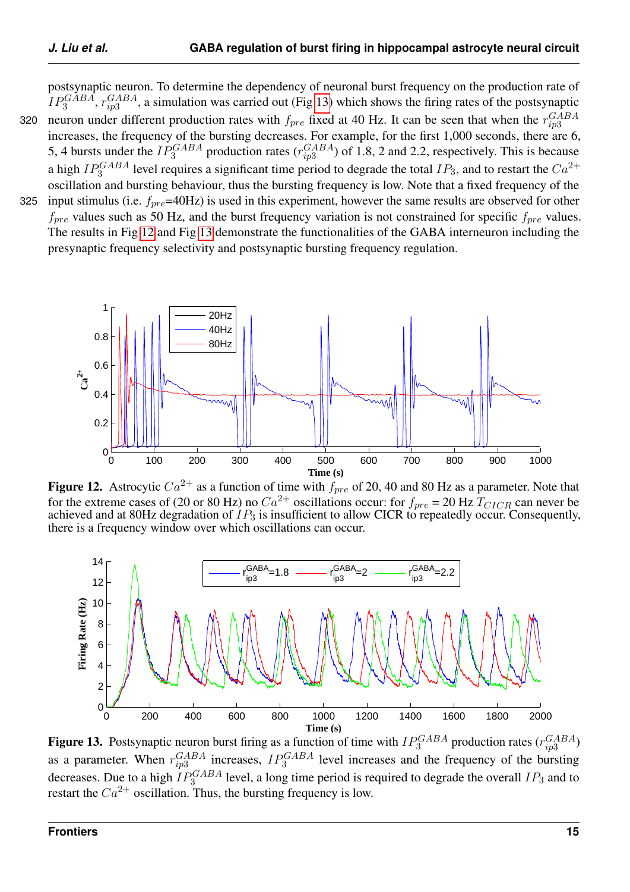postsynaptic neuron. To determine the dependency of neuronal burst frequency on the production rate of $IP_3^{GABA}$, $r_{ip3}^{GABA}$, a simulation was carried out (Fig 13) which shows the firing rates of the postsynaptic neuron under different production rates with $f_{pre}$ fixed at 40 Hz. It can be seen that when the $r_{ip3}^{GABA}$ increases, the frequency of the bursting decreases. For example, for the first 1,000 seconds, there are 6, 5, 4 bursts under the $IP_3^{GABA}$ production rates ($r_{ip3}^{GABA}$) of 1.8, 2 and 2.2, respectively. This is because a high $IP_3^{GABA}$ level requires a significant time period to degrade the total $IP_3$, and to restart the $Ca^{2+}$ oscillation and bursting behaviour, thus the bursting frequency is low. Note that a fixed frequency of the input stimulus (i.e. $f_{pre}$=40Hz) is used in this experiment, however the same results are observed for other $f_{pre}$ values such as 50 Hz, and the burst frequency variation is not constrained for specific $f_{pre}$ values. The results in Fig 12 and Fig 13 demonstrate the functionalities of the GABA interneuron including the presynaptic frequency selectivity and postsynaptic bursting frequency regulation.

**Figure 12.** Astrocytic $Ca^{2+}$ as a function of time with $f_{pre}$ of 20, 40 and 80 Hz as a parameter. Note that for the extreme cases of (20 or 80 Hz) no $Ca^{2+}$ oscillations occur: for $f_{pre}$ = 20 Hz $T_{CICR}$ can never be achieved and at 80Hz degradation of $IP_3$ is insufficient to allow CICR to repeatedly occur. Consequently, there is a frequency window over which oscillations can occur.

**Figure 13.** Postsynaptic neuron burst firing as a function of time with $IP_3^{GABA}$ production rates ($r_{ip3}^{GABA}$) as a parameter. When $r_{ip3}^{GABA}$ increases, $IP_3^{GABA}$ level increases and the frequency of the bursting decreases. Due to a high $IP_3^{GABA}$ level, a long time period is required to degrade the overall $IP_3$ and to restart the $Ca^{2+}$ oscillation. Thus, the bursting frequency is low.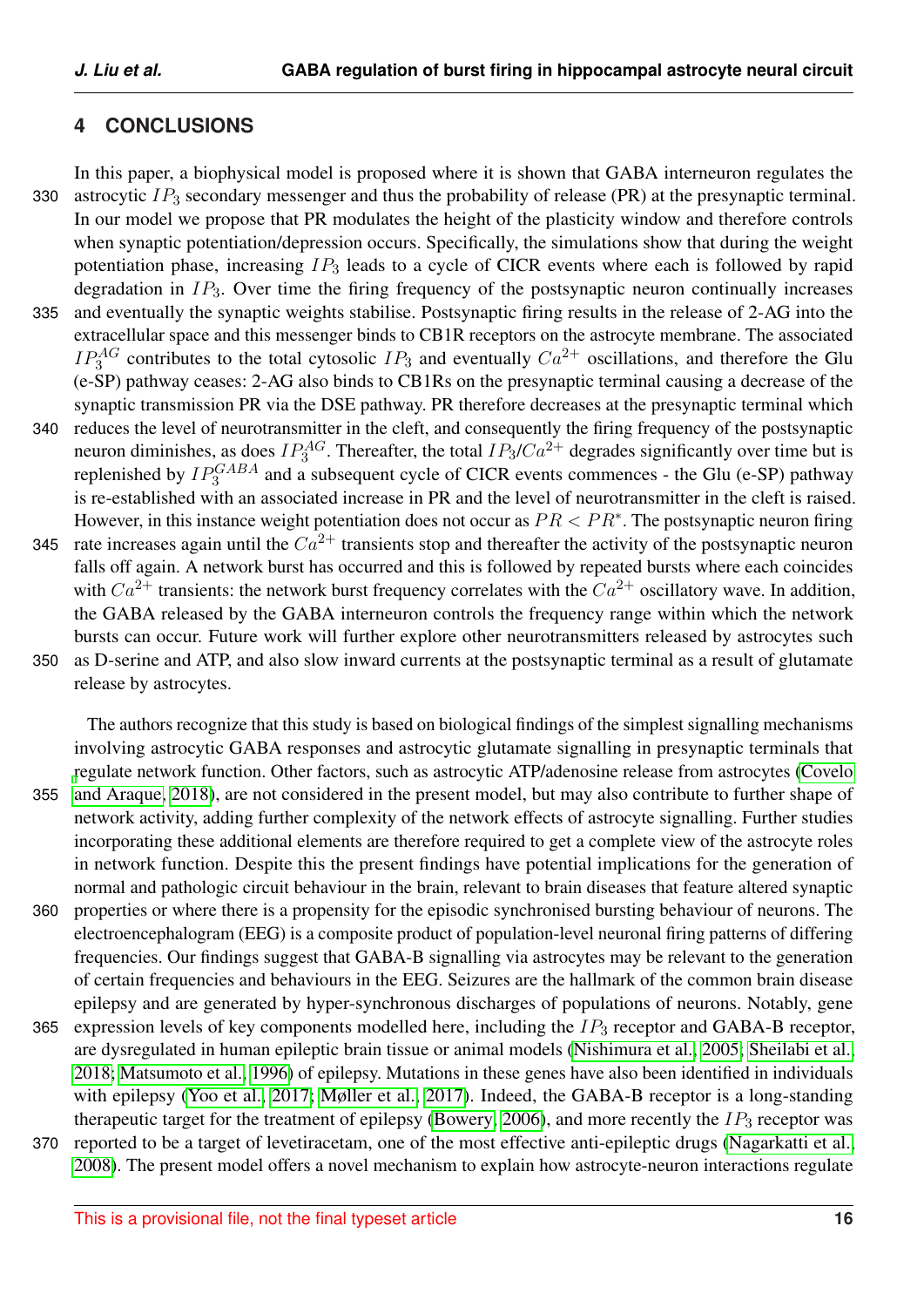## 4 CONCLUSIONS

In this paper, a biophysical model is proposed where it is shown that GABA interneuron regulates the astrocytic $IP_3$ secondary messenger and thus the probability of release (PR) at the presynaptic terminal. In our model we propose that PR modulates the height of the plasticity window and therefore controls when synaptic potentiation/depression occurs. Specifically, the simulations show that during the weight potentiation phase, increasing $IP_3$ leads to a cycle of CICR events where each is followed by rapid degradation in $IP_3$. Over time the firing frequency of the postsynaptic neuron continually increases and eventually the synaptic weights stabilise. Postsynaptic firing results in the release of 2-AG into the extracellular space and this messenger binds to CB1R receptors on the astrocyte membrane. The associated $IP_3^{AG}$ contributes to the total cytosolic $IP_3$ and eventually $Ca^{2+}$ oscillations, and therefore the Glu (e-SP) pathway ceases: 2-AG also binds to CB1Rs on the presynaptic terminal causing a decrease of the synaptic transmission PR via the DSE pathway. PR therefore decreases at the presynaptic terminal which reduces the level of neurotransmitter in the cleft, and consequently the firing frequency of the postsynaptic neuron diminishes, as does $IP_3^{AG}$. Thereafter, the total $IP_3$/$Ca^{2+}$ degrades significantly over time but is replenished by $IP_3^{GABA}$ and a subsequent cycle of CICR events commences - the Glu (e-SP) pathway is re-established with an associated increase in PR and the level of neurotransmitter in the cleft is raised. However, in this instance weight potentiation does not occur as $PR < PR^*$. The postsynaptic neuron firing rate increases again until the $Ca^{2+}$ transients stop and thereafter the activity of the postsynaptic neuron falls off again. A network burst has occurred and this is followed by repeated bursts where each coincides with $Ca^{2+}$ transients: the network burst frequency correlates with the $Ca^{2+}$ oscillatory wave. In addition, the GABA released by the GABA interneuron controls the frequency range within which the network bursts can occur. Future work will further explore other neurotransmitters released by astrocytes such as D-serine and ATP, and also slow inward currents at the postsynaptic terminal as a result of glutamate release by astrocytes.

The authors recognize that this study is based on biological findings of the simplest signalling mechanisms involving astrocytic GABA responses and astrocytic glutamate signalling in presynaptic terminals that regulate network function. Other factors, such as astrocytic ATP/adenosine release from astrocytes (Covelo and Araque, 2018), are not considered in the present model, but may also contribute to further shape of network activity, adding further complexity of the network effects of astrocyte signalling. Further studies incorporating these additional elements are therefore required to get a complete view of the astrocyte roles in network function. Despite this the present findings have potential implications for the generation of normal and pathologic circuit behaviour in the brain, relevant to brain diseases that feature altered synaptic properties or where there is a propensity for the episodic synchronised bursting behaviour of neurons. The electroencephalogram (EEG) is a composite product of population-level neuronal firing patterns of differing frequencies. Our findings suggest that GABA-B signalling via astrocytes may be relevant to the generation of certain frequencies and behaviours in the EEG. Seizures are the hallmark of the common brain disease epilepsy and are generated by hyper-synchronous discharges of populations of neurons. Notably, gene expression levels of key components modelled here, including the $IP_3$ receptor and GABA-B receptor, are dysregulated in human epileptic brain tissue or animal models (Nishimura et al., 2005; Sheilabi et al., 2018; Matsumoto et al., 1996) of epilepsy. Mutations in these genes have also been identified in individuals with epilepsy (Yoo et al., 2017; Møller et al., 2017). Indeed, the GABA-B receptor is a long-standing therapeutic target for the treatment of epilepsy (Bowery, 2006), and more recently the $IP_3$ receptor was reported to be a target of levetiracetam, one of the most effective anti-epileptic drugs (Nagarkatti et al., 2008). The present model offers a novel mechanism to explain how astrocyte-neuron interactions regulate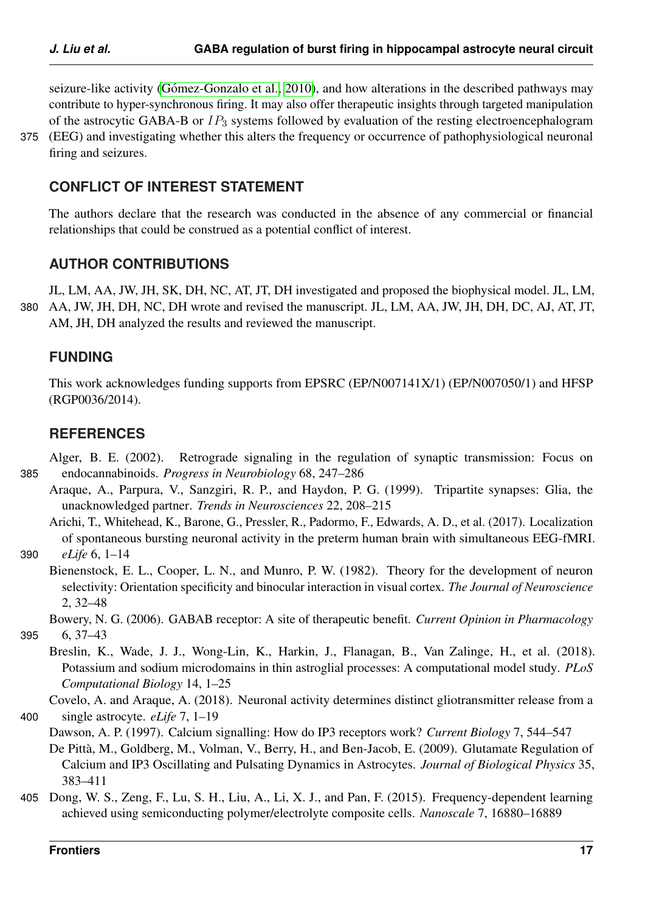seizure-like activity (Gómez-Gonzalo et al., 2010), and how alterations in the described pathways may contribute to hyper-synchronous firing. It may also offer therapeutic insights through targeted manipulation of the astrocytic GABA-B or $IP_3$ systems followed by evaluation of the resting electroencephalogram (EEG) and investigating whether this alters the frequency or occurrence of pathophysiological neuronal firing and seizures.

## CONFLICT OF INTEREST STATEMENT

The authors declare that the research was conducted in the absence of any commercial or financial relationships that could be construed as a potential conflict of interest.

## AUTHOR CONTRIBUTIONS

JL, LM, AA, JW, JH, SK, DH, NC, AT, JT, DH investigated and proposed the biophysical model. JL, LM, AA, JW, JH, DH, NC, DH wrote and revised the manuscript. JL, LM, AA, JW, JH, DH, DC, AJ, AT, JT, AM, JH, DH analyzed the results and reviewed the manuscript.

## FUNDING

This work acknowledges funding supports from EPSRC (EP/N007141X/1) (EP/N007050/1) and HFSP (RGP0036/2014).

## REFERENCES

Alger, B. E. (2002). Retrograde signaling in the regulation of synaptic transmission: Focus on endocannabinoids. *Progress in Neurobiology* 68, 247–286

Araque, A., Parpura, V., Sanzgiri, R. P., and Haydon, P. G. (1999). Tripartite synapses: Glia, the unacknowledged partner. *Trends in Neurosciences* 22, 208–215

Arichi, T., Whitehead, K., Barone, G., Pressler, R., Padormo, F., Edwards, A. D., et al. (2017). Localization of spontaneous bursting neuronal activity in the preterm human brain with simultaneous EEG-fMRI. *eLife* 6, 1–14

Bienenstock, E. L., Cooper, L. N., and Munro, P. W. (1982). Theory for the development of neuron selectivity: Orientation specificity and binocular interaction in visual cortex. *The Journal of Neuroscience* 2, 32–48

Bowery, N. G. (2006). GABAB receptor: A site of therapeutic benefit. *Current Opinion in Pharmacology* 6, 37–43

Breslin, K., Wade, J. J., Wong-Lin, K., Harkin, J., Flanagan, B., Van Zalinge, H., et al. (2018). Potassium and sodium microdomains in thin astroglial processes: A computational model study. *PLoS Computational Biology* 14, 1–25

Covelo, A. and Araque, A. (2018). Neuronal activity determines distinct gliotransmitter release from a single astrocyte. *eLife* 7, 1–19

Dawson, A. P. (1997). Calcium signalling: How do IP3 receptors work? *Current Biology* 7, 544–547

De Pittà, M., Goldberg, M., Volman, V., Berry, H., and Ben-Jacob, E. (2009). Glutamate Regulation of Calcium and IP3 Oscillating and Pulsating Dynamics in Astrocytes. *Journal of Biological Physics* 35, 383–411

Dong, W. S., Zeng, F., Lu, S. H., Liu, A., Li, X. J., and Pan, F. (2015). Frequency-dependent learning achieved using semiconducting polymer/electrolyte composite cells. *Nanoscale* 7, 16880–16889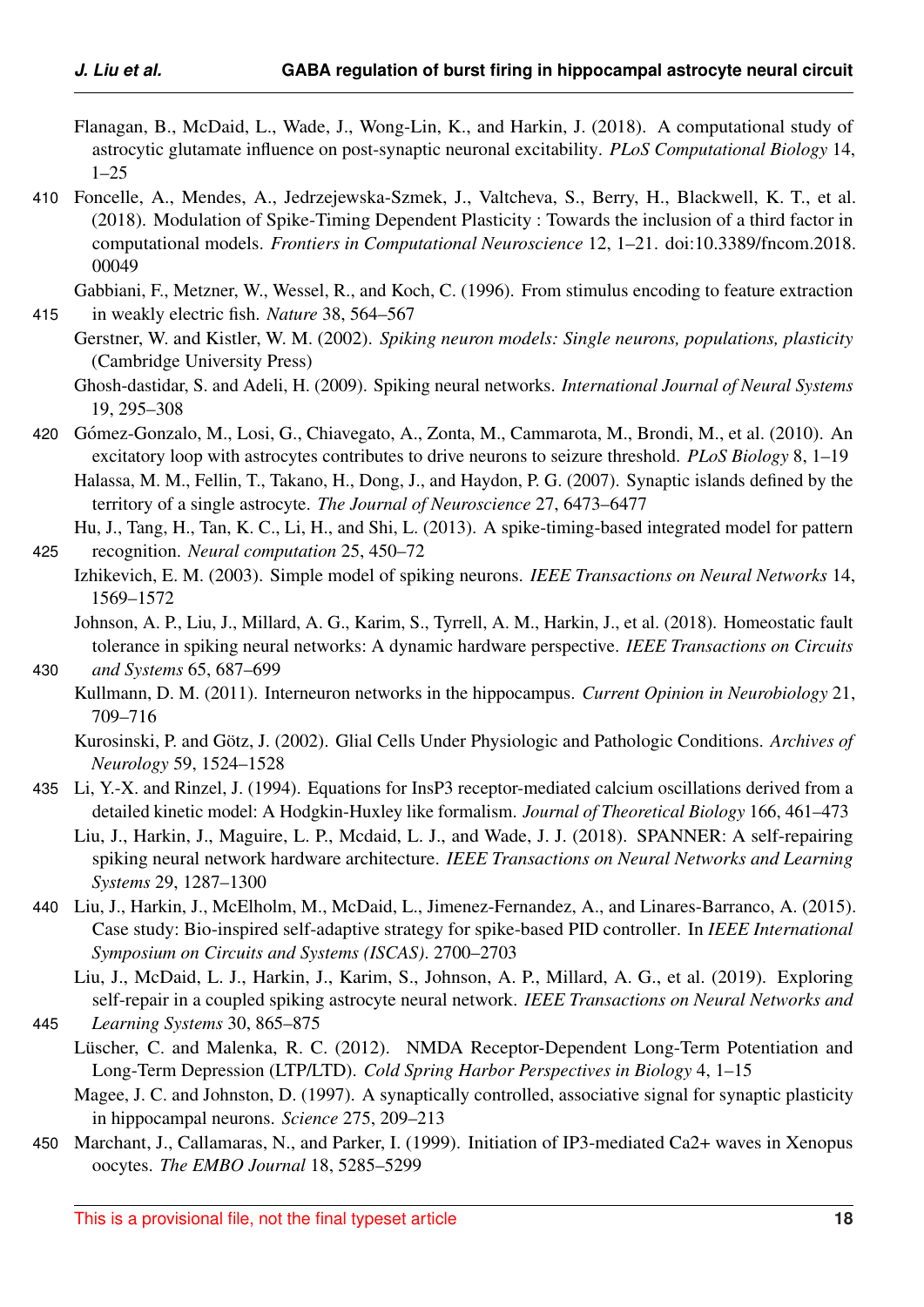Flanagan, B., McDaid, L., Wade, J., Wong-Lin, K., and Harkin, J. (2018). A computational study of astrocytic glutamate influence on post-synaptic neuronal excitability. *PLoS Computational Biology* 14, 1–25

Foncelle, A., Mendes, A., Jedrzejewska-Szmek, J., Valtcheva, S., Berry, H., Blackwell, K. T., et al. (2018). Modulation of Spike-Timing Dependent Plasticity : Towards the inclusion of a third factor in computational models. *Frontiers in Computational Neuroscience* 12, 1–21. doi:10.3389/fncom.2018.00049

Gabbiani, F., Metzner, W., Wessel, R., and Koch, C. (1996). From stimulus encoding to feature extraction in weakly electric fish. *Nature* 38, 564–567

Gerstner, W. and Kistler, W. M. (2002). *Spiking neuron models: Single neurons, populations, plasticity* (Cambridge University Press)

Ghosh-dastidar, S. and Adeli, H. (2009). Spiking neural networks. *International Journal of Neural Systems* 19, 295–308

Gómez-Gonzalo, M., Losi, G., Chiavegato, A., Zonta, M., Cammarota, M., Brondi, M., et al. (2010). An excitatory loop with astrocytes contributes to drive neurons to seizure threshold. *PLoS Biology* 8, 1–19

Halassa, M. M., Fellin, T., Takano, H., Dong, J., and Haydon, P. G. (2007). Synaptic islands defined by the territory of a single astrocyte. *The Journal of Neuroscience* 27, 6473–6477

Hu, J., Tang, H., Tan, K. C., Li, H., and Shi, L. (2013). A spike-timing-based integrated model for pattern recognition. *Neural computation* 25, 450–72

Izhikevich, E. M. (2003). Simple model of spiking neurons. *IEEE Transactions on Neural Networks* 14, 1569–1572

Johnson, A. P., Liu, J., Millard, A. G., Karim, S., Tyrrell, A. M., Harkin, J., et al. (2018). Homeostatic fault tolerance in spiking neural networks: A dynamic hardware perspective. *IEEE Transactions on Circuits and Systems* 65, 687–699

Kullmann, D. M. (2011). Interneuron networks in the hippocampus. *Current Opinion in Neurobiology* 21, 709–716

Kurosinski, P. and Götz, J. (2002). Glial Cells Under Physiologic and Pathologic Conditions. *Archives of Neurology* 59, 1524–1528

Li, Y.-X. and Rinzel, J. (1994). Equations for InsP3 receptor-mediated calcium oscillations derived from a detailed kinetic model: A Hodgkin-Huxley like formalism. *Journal of Theoretical Biology* 166, 461–473

Liu, J., Harkin, J., Maguire, L. P., Mcdaid, L. J., and Wade, J. J. (2018). SPANNER: A self-repairing spiking neural network hardware architecture. *IEEE Transactions on Neural Networks and Learning Systems* 29, 1287–1300

Liu, J., Harkin, J., McElholm, M., McDaid, L., Jimenez-Fernandez, A., and Linares-Barranco, A. (2015). Case study: Bio-inspired self-adaptive strategy for spike-based PID controller. In *IEEE International Symposium on Circuits and Systems (ISCAS)*. 2700–2703

Liu, J., McDaid, L. J., Harkin, J., Karim, S., Johnson, A. P., Millard, A. G., et al. (2019). Exploring self-repair in a coupled spiking astrocyte neural network. *IEEE Transactions on Neural Networks and Learning Systems* 30, 865–875

Lüscher, C. and Malenka, R. C. (2012). NMDA Receptor-Dependent Long-Term Potentiation and Long-Term Depression (LTP/LTD). *Cold Spring Harbor Perspectives in Biology* 4, 1–15

Magee, J. C. and Johnston, D. (1997). A synaptically controlled, associative signal for synaptic plasticity in hippocampal neurons. *Science* 275, 209–213

Marchant, J., Callamaras, N., and Parker, I. (1999). Initiation of IP3-mediated Ca2+ waves in Xenopus oocytes. *The EMBO Journal* 18, 5285–5299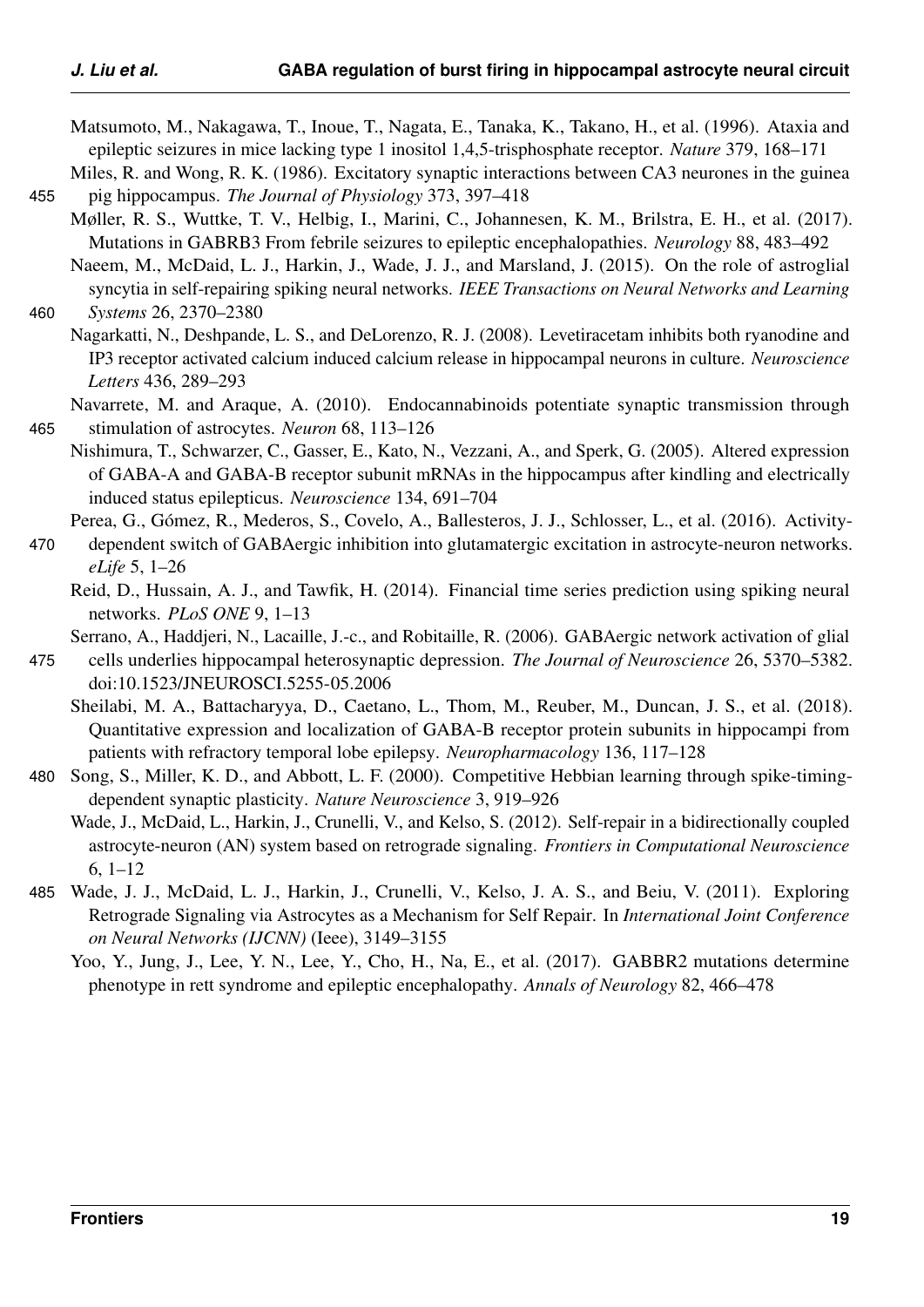Matsumoto, M., Nakagawa, T., Inoue, T., Nagata, E., Tanaka, K., Takano, H., et al. (1996). Ataxia and epileptic seizures in mice lacking type 1 inositol 1,4,5-trisphosphate receptor. *Nature* 379, 168–171

Miles, R. and Wong, R. K. (1986). Excitatory synaptic interactions between CA3 neurones in the guinea pig hippocampus. *The Journal of Physiology* 373, 397–418

Møller, R. S., Wuttke, T. V., Helbig, I., Marini, C., Johannesen, K. M., Brilstra, E. H., et al. (2017). Mutations in GABRB3 From febrile seizures to epileptic encephalopathies. *Neurology* 88, 483–492

Naeem, M., McDaid, L. J., Harkin, J., Wade, J. J., and Marsland, J. (2015). On the role of astroglial syncytia in self-repairing spiking neural networks. *IEEE Transactions on Neural Networks and Learning Systems* 26, 2370–2380

Nagarkatti, N., Deshpande, L. S., and DeLorenzo, R. J. (2008). Levetiracetam inhibits both ryanodine and IP3 receptor activated calcium induced calcium release in hippocampal neurons in culture. *Neuroscience Letters* 436, 289–293

Navarrete, M. and Araque, A. (2010). Endocannabinoids potentiate synaptic transmission through stimulation of astrocytes. *Neuron* 68, 113–126

Nishimura, T., Schwarzer, C., Gasser, E., Kato, N., Vezzani, A., and Sperk, G. (2005). Altered expression of GABA-A and GABA-B receptor subunit mRNAs in the hippocampus after kindling and electrically induced status epilepticus. *Neuroscience* 134, 691–704

Perea, G., Gómez, R., Mederos, S., Covelo, A., Ballesteros, J. J., Schlosser, L., et al. (2016). Activity-dependent switch of GABAergic inhibition into glutamatergic excitation in astrocyte-neuron networks. *eLife* 5, 1–26

Reid, D., Hussain, A. J., and Tawfik, H. (2014). Financial time series prediction using spiking neural networks. *PLoS ONE* 9, 1–13

Serrano, A., Haddjeri, N., Lacaille, J.-c., and Robitaille, R. (2006). GABAergic network activation of glial cells underlies hippocampal heterosynaptic depression. *The Journal of Neuroscience* 26, 5370–5382. doi:10.1523/JNEUROSCI.5255-05.2006

Sheilabi, M. A., Battacharyya, D., Caetano, L., Thom, M., Reuber, M., Duncan, J. S., et al. (2018). Quantitative expression and localization of GABA-B receptor protein subunits in hippocampi from patients with refractory temporal lobe epilepsy. *Neuropharmacology* 136, 117–128

Song, S., Miller, K. D., and Abbott, L. F. (2000). Competitive Hebbian learning through spike-timing-dependent synaptic plasticity. *Nature Neuroscience* 3, 919–926

Wade, J., McDaid, L., Harkin, J., Crunelli, V., and Kelso, S. (2012). Self-repair in a bidirectionally coupled astrocyte-neuron (AN) system based on retrograde signaling. *Frontiers in Computational Neuroscience* 6, 1–12

Wade, J. J., McDaid, L. J., Harkin, J., Crunelli, V., Kelso, J. A. S., and Beiu, V. (2011). Exploring Retrograde Signaling via Astrocytes as a Mechanism for Self Repair. In *International Joint Conference on Neural Networks (IJCNN)* (Ieee), 3149–3155

Yoo, Y., Jung, J., Lee, Y. N., Lee, Y., Cho, H., Na, E., et al. (2017). GABBR2 mutations determine phenotype in rett syndrome and epileptic encephalopathy. *Annals of Neurology* 82, 466–478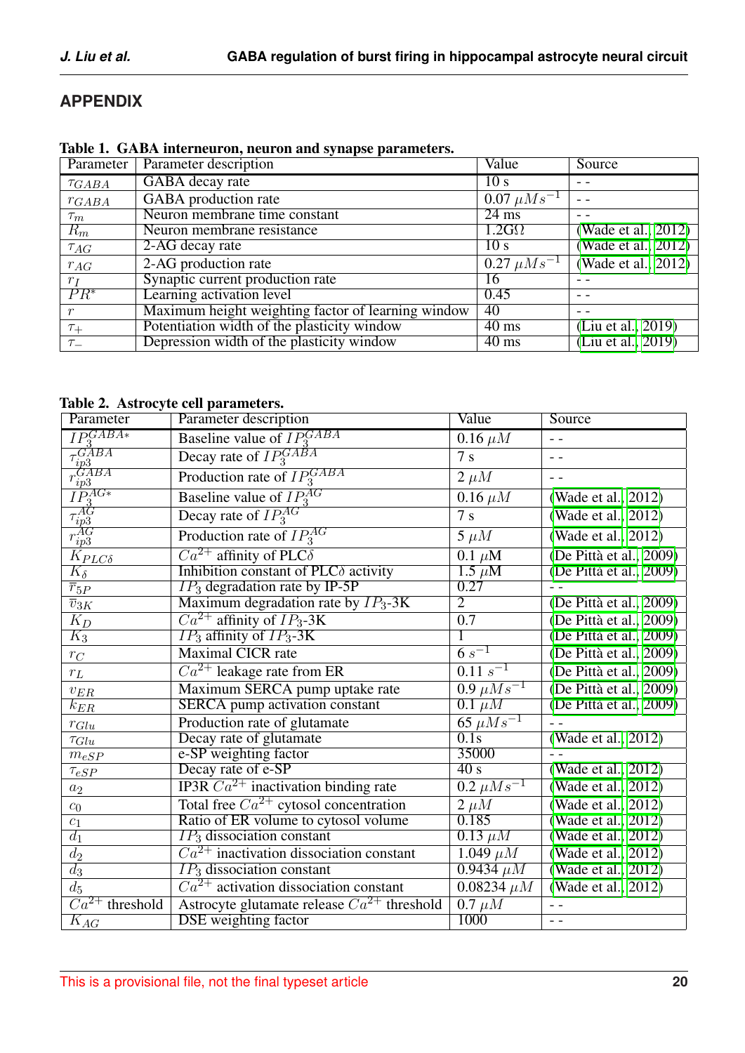## APPENDIX

**Table 1. GABA interneuron, neuron and synapse parameters.**

| Parameter | Parameter description | Value | Source |
|---|---|---|---|
| $\tau_{GABA}$ | GABA decay rate | 10 s | - - |
| $r_{GABA}$ | GABA production rate | 0.07 $\mu Ms^{-1}$ | - - |
| $\tau_m$ | Neuron membrane time constant | 24 ms | - - |
| $R_m$ | Neuron membrane resistance | 1.2G$\Omega$ | (Wade et al., 2012) |
| $\tau_{AG}$ | 2-AG decay rate | 10 s | (Wade et al., 2012) |
| $r_{AG}$ | 2-AG production rate | 0.27 $\mu Ms^{-1}$ | (Wade et al., 2012) |
| $r_I$ | Synaptic current production rate | 16 | - - |
| $PR^*$ | Learning activation level | 0.45 | - - |
| $r$ | Maximum height weighting factor of learning window | 40 | - - |
| $\tau_+$ | Potentiation width of the plasticity window | 40 ms | (Liu et al., 2019) |
| $\tau_-$ | Depression width of the plasticity window | 40 ms | (Liu et al., 2019) |

**Table 2. Astrocyte cell parameters.**

| Parameter | Parameter description | Value | Source |
|---|---|---|---|
| $IP_3^{GABA*}$ | Baseline value of $IP_3^{GABA}$ | 0.16 $\mu M$ | - - |
| $\tau_{ip3}^{GABA}$ | Decay rate of $IP_3^{GABA}$ | 7 s | - - |
| $r_{ip3}^{GABA}$ | Production rate of $IP_3^{GABA}$ | 2 $\mu M$ | - - |
| $IP_3^{AG*}$ | Baseline value of $IP_3^{AG}$ | 0.16 $\mu M$ | (Wade et al., 2012) |
| $\tau_{ip3}^{AG}$ | Decay rate of $IP_3^{AG}$ | 7 s | (Wade et al., 2012) |
| $r_{ip3}^{AG}$ | Production rate of $IP_3^{AG}$ | 5 $\mu M$ | (Wade et al., 2012) |
| $K_{PLC\delta}$ | $Ca^{2+}$ affinity of PLC$\delta$ | 0.1 $\mu$M | (De Pittà et al., 2009) |
| $K_\delta$ | Inhibition constant of PLC$\delta$ activity | 1.5 $\mu$M | (De Pittà et al., 2009) |
| $\overline{r}_{5P}$ | $IP_3$ degradation rate by IP-5P | 0.27 | - - |
| $\overline{v}_{3K}$ | Maximum degradation rate by $IP_3$-3K | 2 | (De Pittà et al., 2009) |
| $K_D$ | $Ca^{2+}$ affinity of $IP_3$-3K | 0.7 | (De Pittà et al., 2009) |
| $K_3$ | $IP_3$ affinity of $IP_3$-3K | 1 | (De Pittà et al., 2009) |
| $r_C$ | Maximal CICR rate | 6 $s^{-1}$ | (De Pittà et al., 2009) |
| $r_L$ | $Ca^{2+}$ leakage rate from ER | 0.11 $s^{-1}$ | (De Pittà et al., 2009) |
| $v_{ER}$ | Maximum SERCA pump uptake rate | 0.9 $\mu Ms^{-1}$ | (De Pittà et al., 2009) |
| $k_{ER}$ | SERCA pump activation constant | 0.1 $\mu M$ | (De Pittà et al., 2009) |
| $r_{Glu}$ | Production rate of glutamate | 65 $\mu Ms^{-1}$ | - - |
| $\tau_{Glu}$ | Decay rate of glutamate | 0.1s | (Wade et al., 2012) |
| $m_{eSP}$ | e-SP weighting factor | 35000 | - - |
| $\tau_{eSP}$ | Decay rate of e-SP | 40 s | (Wade et al., 2012) |
| $a_2$ | IP3R $Ca^{2+}$ inactivation binding rate | 0.2 $\mu Ms^{-1}$ | (Wade et al., 2012) |
| $c_0$ | Total free $Ca^{2+}$ cytosol concentration | 2 $\mu M$ | (Wade et al., 2012) |
| $c_1$ | Ratio of ER volume to cytosol volume | 0.185 | (Wade et al., 2012) |
| $d_1$ | $IP_3$ dissociation constant | 0.13 $\mu M$ | (Wade et al., 2012) |
| $d_2$ | $Ca^{2+}$ inactivation dissociation constant | 1.049 $\mu M$ | (Wade et al., 2012) |
| $d_3$ | $IP_3$ dissociation constant | 0.9434 $\mu M$ | (Wade et al., 2012) |
| $d_5$ | $Ca^{2+}$ activation dissociation constant | 0.08234 $\mu M$ | (Wade et al., 2012) |
| $Ca^{2+}$ threshold | Astrocyte glutamate release $Ca^{2+}$ threshold | 0.7 $\mu M$ | - - |
| $K_{AG}$ | DSE weighting factor | 1000 | - - |

This is a provisional file, not the final typeset article